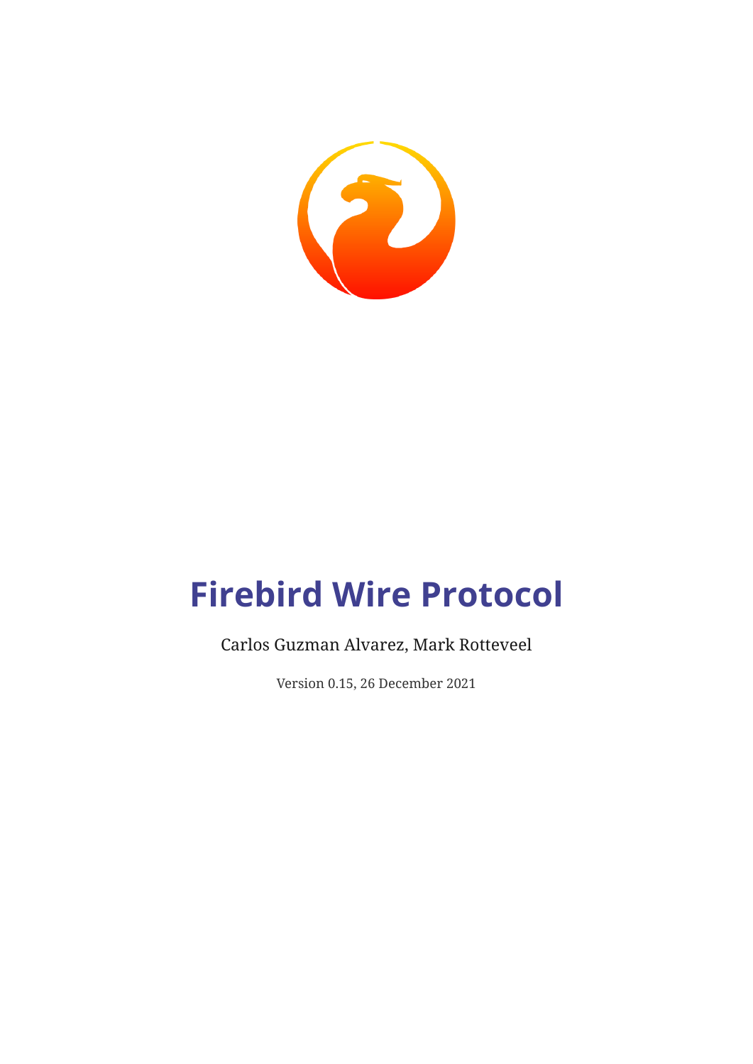# Firebird Wire Protocol

Carlos Guzman Alvarez, Mark Rotteveel

Version 0.15, 26 December 2021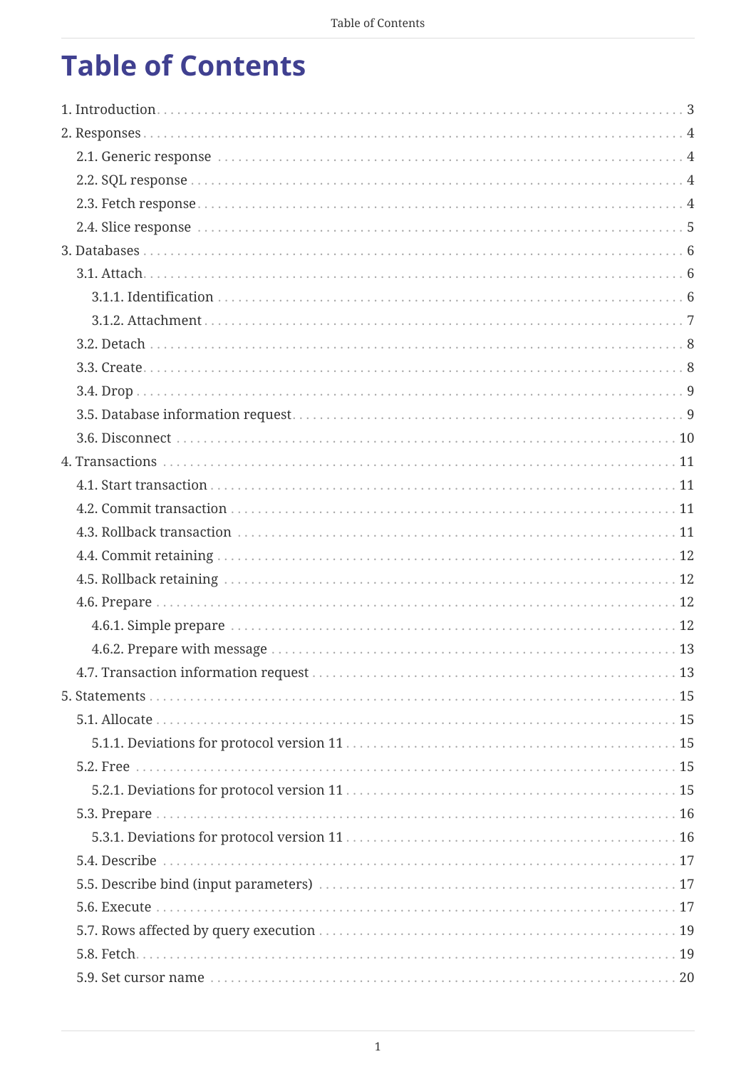# Table of Contents

- 1. Introduction ... 3
- 2. Responses ... 4
  - 2.1. Generic response ... 4
  - 2.2. SQL response ... 4
  - 2.3. Fetch response ... 4
  - 2.4. Slice response ... 5
- 3. Databases ... 6
  - 3.1. Attach ... 6
    - 3.1.1. Identification ... 6
    - 3.1.2. Attachment ... 7
  - 3.2. Detach ... 8
  - 3.3. Create ... 8
  - 3.4. Drop ... 9
  - 3.5. Database information request ... 9
  - 3.6. Disconnect ... 10
- 4. Transactions ... 11
  - 4.1. Start transaction ... 11
  - 4.2. Commit transaction ... 11
  - 4.3. Rollback transaction ... 11
  - 4.4. Commit retaining ... 12
  - 4.5. Rollback retaining ... 12
  - 4.6. Prepare ... 12
    - 4.6.1. Simple prepare ... 12
    - 4.6.2. Prepare with message ... 13
  - 4.7. Transaction information request ... 13
- 5. Statements ... 15
  - 5.1. Allocate ... 15
    - 5.1.1. Deviations for protocol version 11 ... 15
  - 5.2. Free ... 15
    - 5.2.1. Deviations for protocol version 11 ... 15
  - 5.3. Prepare ... 16
    - 5.3.1. Deviations for protocol version 11 ... 16
  - 5.4. Describe ... 17
  - 5.5. Describe bind (input parameters) ... 17
  - 5.6. Execute ... 17
  - 5.7. Rows affected by query execution ... 19
  - 5.8. Fetch ... 19
  - 5.9. Set cursor name ... 20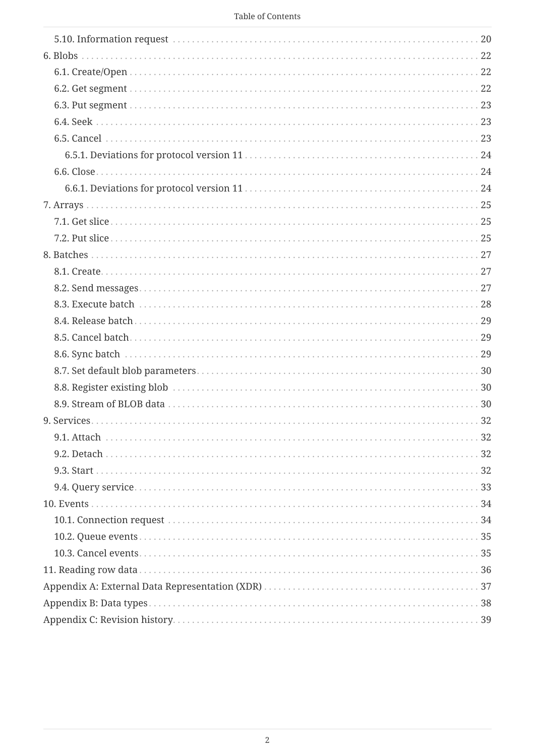- 5.10. Information request . . . 20
- 6. Blobs . . . 22
  - 6.1. Create/Open . . . 22
  - 6.2. Get segment . . . 22
  - 6.3. Put segment . . . 23
  - 6.4. Seek . . . 23
  - 6.5. Cancel . . . 23
    - 6.5.1. Deviations for protocol version 11 . . . 24
  - 6.6. Close . . . 24
    - 6.6.1. Deviations for protocol version 11 . . . 24
- 7. Arrays . . . 25
  - 7.1. Get slice . . . 25
  - 7.2. Put slice . . . 25
- 8. Batches . . . 27
  - 8.1. Create . . . 27
  - 8.2. Send messages . . . 27
  - 8.3. Execute batch . . . 28
  - 8.4. Release batch . . . 29
  - 8.5. Cancel batch . . . 29
  - 8.6. Sync batch . . . 29
  - 8.7. Set default blob parameters . . . 30
  - 8.8. Register existing blob . . . 30
  - 8.9. Stream of BLOB data . . . 30
- 9. Services . . . 32
  - 9.1. Attach . . . 32
  - 9.2. Detach . . . 32
  - 9.3. Start . . . 32
  - 9.4. Query service . . . 33
- 10. Events . . . 34
  - 10.1. Connection request . . . 34
  - 10.2. Queue events . . . 35
  - 10.3. Cancel events . . . 35
- 11. Reading row data . . . 36
- Appendix A: External Data Representation (XDR) . . . 37
- Appendix B: Data types . . . 38
- Appendix C: Revision history . . . 39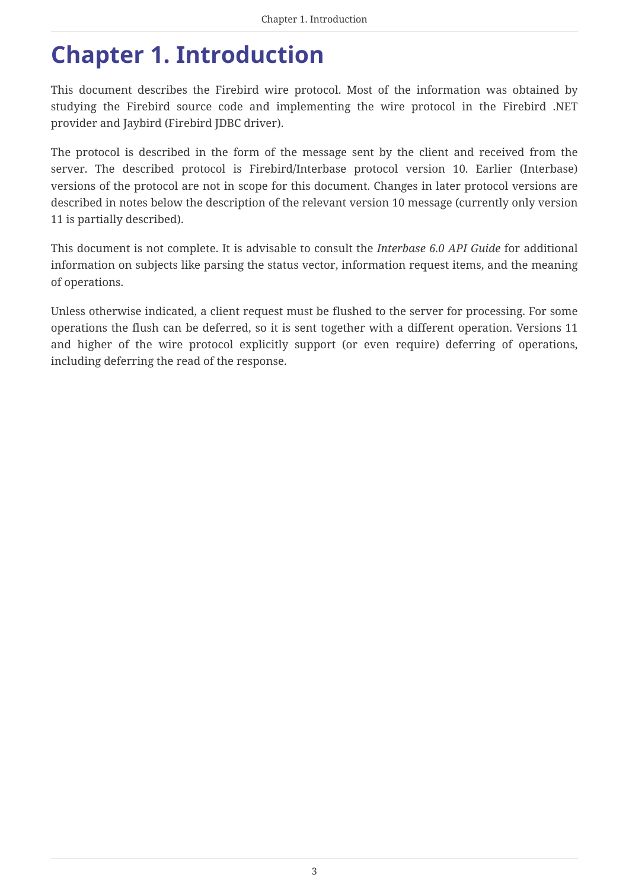# Chapter 1. Introduction

This document describes the Firebird wire protocol. Most of the information was obtained by studying the Firebird source code and implementing the wire protocol in the Firebird .NET provider and Jaybird (Firebird JDBC driver).

The protocol is described in the form of the message sent by the client and received from the server. The described protocol is Firebird/Interbase protocol version 10. Earlier (Interbase) versions of the protocol are not in scope for this document. Changes in later protocol versions are described in notes below the description of the relevant version 10 message (currently only version 11 is partially described).

This document is not complete. It is advisable to consult the *Interbase 6.0 API Guide* for additional information on subjects like parsing the status vector, information request items, and the meaning of operations.

Unless otherwise indicated, a client request must be flushed to the server for processing. For some operations the flush can be deferred, so it is sent together with a different operation. Versions 11 and higher of the wire protocol explicitly support (or even require) deferring of operations, including deferring the read of the response.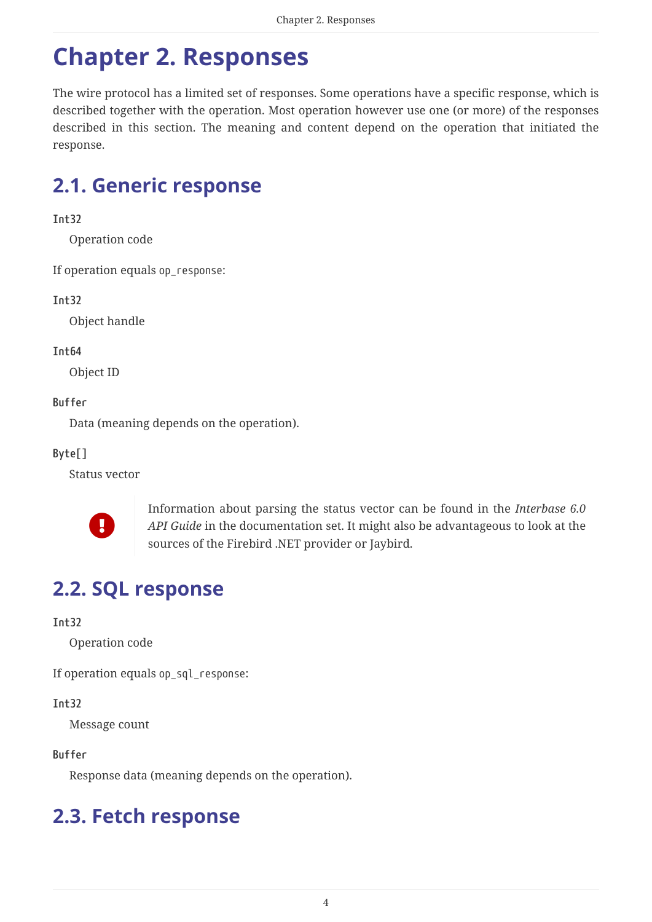# Chapter 2. Responses

The wire protocol has a limited set of responses. Some operations have a specific response, which is described together with the operation. Most operation however use one (or more) of the responses described in this section. The meaning and content depend on the operation that initiated the response.

## 2.1. Generic response

**Int32**
: Operation code

If operation equals `op_response`:

**Int32**
: Object handle

**Int64**
: Object ID

**Buffer**
: Data (meaning depends on the operation).

**Byte[]**
: Status vector

> Information about parsing the status vector can be found in the *Interbase 6.0 API Guide* in the documentation set. It might also be advantageous to look at the sources of the Firebird .NET provider or Jaybird.

## 2.2. SQL response

**Int32**
: Operation code

If operation equals `op_sql_response`:

**Int32**
: Message count

**Buffer**
: Response data (meaning depends on the operation).

## 2.3. Fetch response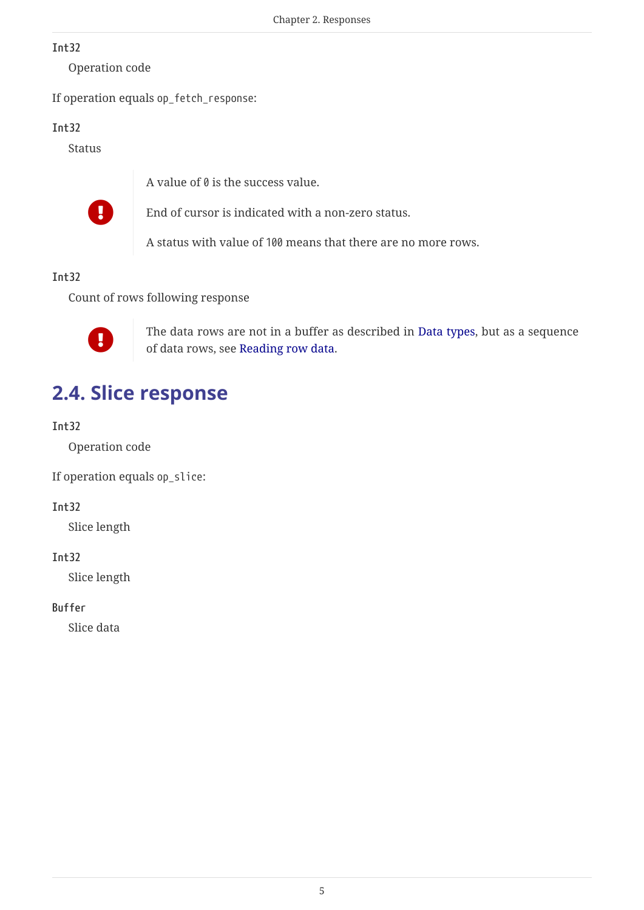**Int32**

Operation code

If operation equals `op_fetch_response`:

**Int32**

Status

> A value of `0` is the success value.
>
> End of cursor is indicated with a non-zero status.
>
> A status with value of `100` means that there are no more rows.

**Int32**

Count of rows following response

> The data rows are not in a buffer as described in Data types, but as a sequence of data rows, see Reading row data.

## 2.4. Slice response

**Int32**

Operation code

If operation equals `op_slice`:

**Int32**

Slice length

**Int32**

Slice length

**Buffer**

Slice data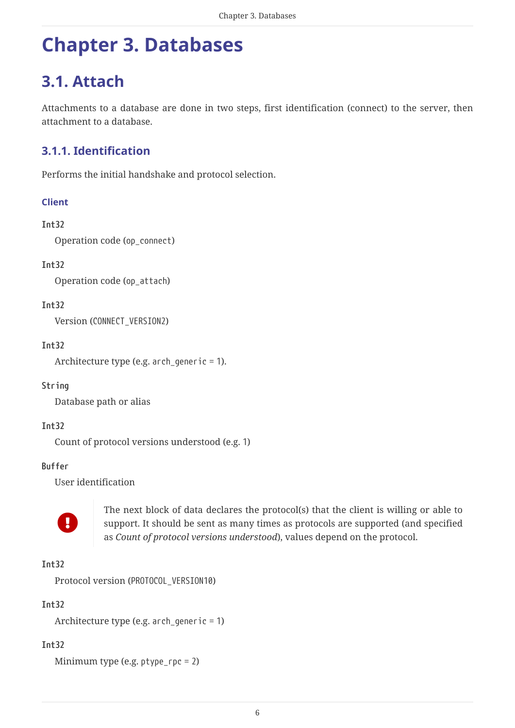# Chapter 3. Databases

## 3.1. Attach

Attachments to a database are done in two steps, first identification (connect) to the server, then attachment to a database.

### 3.1.1. Identification

Performs the initial handshake and protocol selection.

#### Client

**`Int32`**

Operation code (`op_connect`)

**`Int32`**

Operation code (`op_attach`)

**`Int32`**

Version (`CONNECT_VERSION2`)

**`Int32`**

Architecture type (e.g. `arch_generic` = 1).

**`String`**

Database path or alias

**`Int32`**

Count of protocol versions understood (e.g. 1)

**`Buffer`**

User identification

> **!** The next block of data declares the protocol(s) that the client is willing or able to support. It should be sent as many times as protocols are supported (and specified as *Count of protocol versions understood*), values depend on the protocol.

**`Int32`**

Protocol version (`PROTOCOL_VERSION10`)

**`Int32`**

Architecture type (e.g. `arch_generic` = 1)

**`Int32`**

Minimum type (e.g. `ptype_rpc` = 2)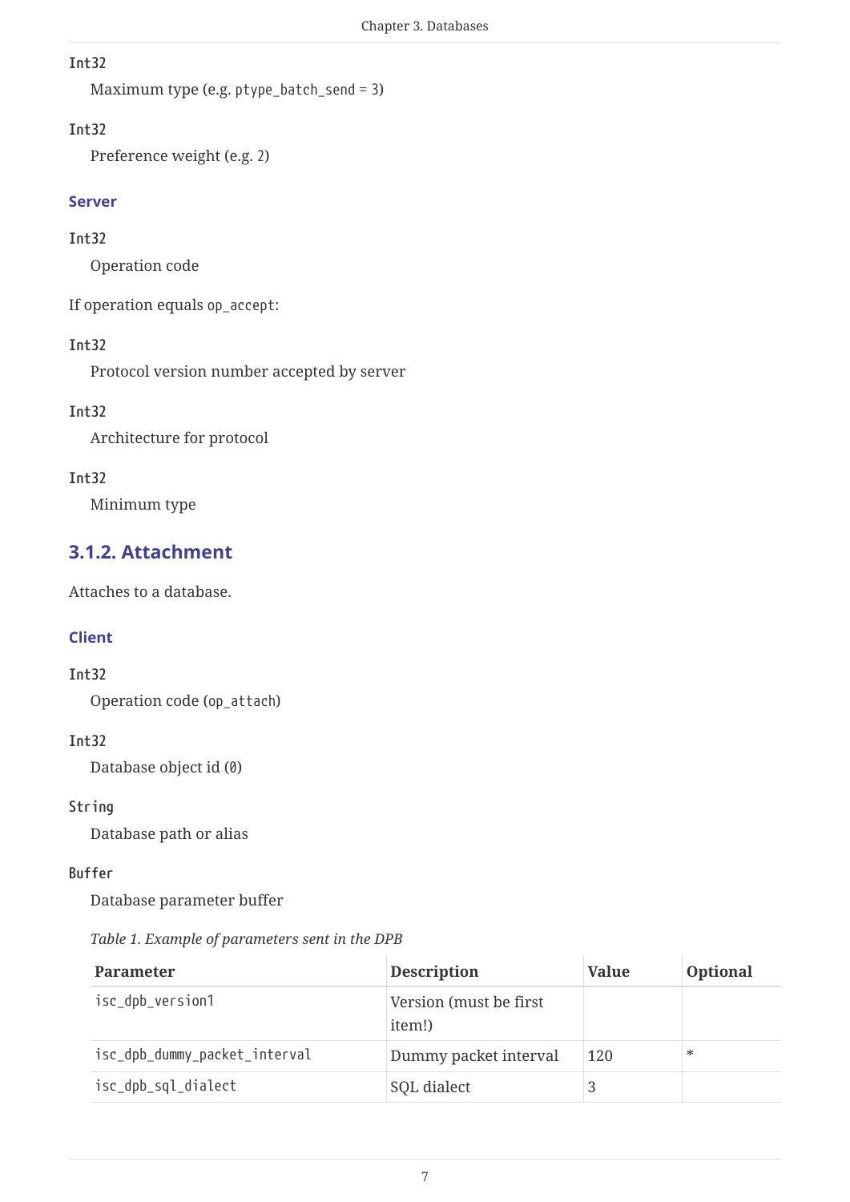`Int32`

Maximum type (e.g. `ptype_batch_send` = 3)

`Int32`

Preference weight (e.g. 2)

#### Server

`Int32`

Operation code

If operation equals `op_accept`:

`Int32`

Protocol version number accepted by server

`Int32`

Architecture for protocol

`Int32`

Minimum type

### 3.1.2. Attachment

Attaches to a database.

#### Client

`Int32`

Operation code (`op_attach`)

`Int32`

Database object id (`0`)

`String`

Database path or alias

`Buffer`

Database parameter buffer

*Table 1. Example of parameters sent in the DPB*

| Parameter | Description | Value | Optional |
| --- | --- | --- | --- |
| `isc_dpb_version1` | Version (must be first item!) | | |
| `isc_dpb_dummy_packet_interval` | Dummy packet interval | 120 | * |
| `isc_dpb_sql_dialect` | SQL dialect | 3 | |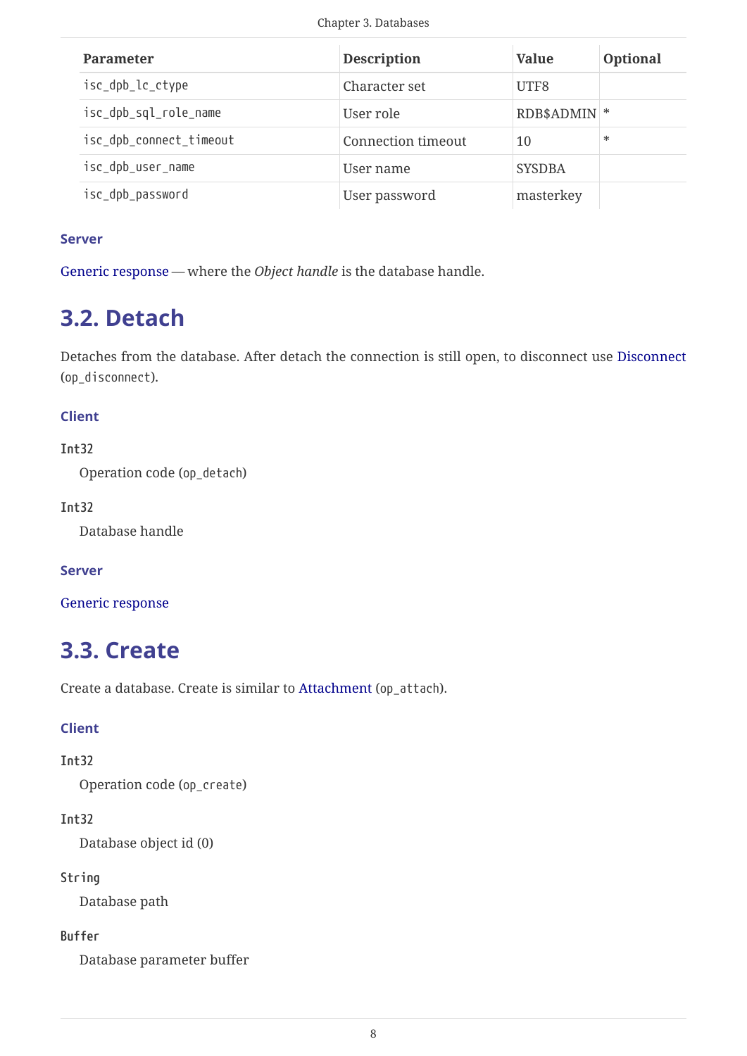| Parameter | Description | Value | Optional |
| --- | --- | --- | --- |
| `isc_dpb_lc_ctype` | Character set | UTF8 | |
| `isc_dpb_sql_role_name` | User role | RDB$ADMIN | * |
| `isc_dpb_connect_timeout` | Connection timeout | 10 | * |
| `isc_dpb_user_name` | User name | SYSDBA | |
| `isc_dpb_password` | User password | masterkey | |

#### Server

Generic response — where the *Object handle* is the database handle.

## 3.2. Detach

Detaches from the database. After detach the connection is still open, to disconnect use Disconnect (`op_disconnect`).

#### Client

**`Int32`**

Operation code (`op_detach`)

**`Int32`**

Database handle

#### Server

Generic response

## 3.3. Create

Create a database. Create is similar to Attachment (`op_attach`).

#### Client

**`Int32`**

Operation code (`op_create`)

**`Int32`**

Database object id (0)

**`String`**

Database path

**`Buffer`**

Database parameter buffer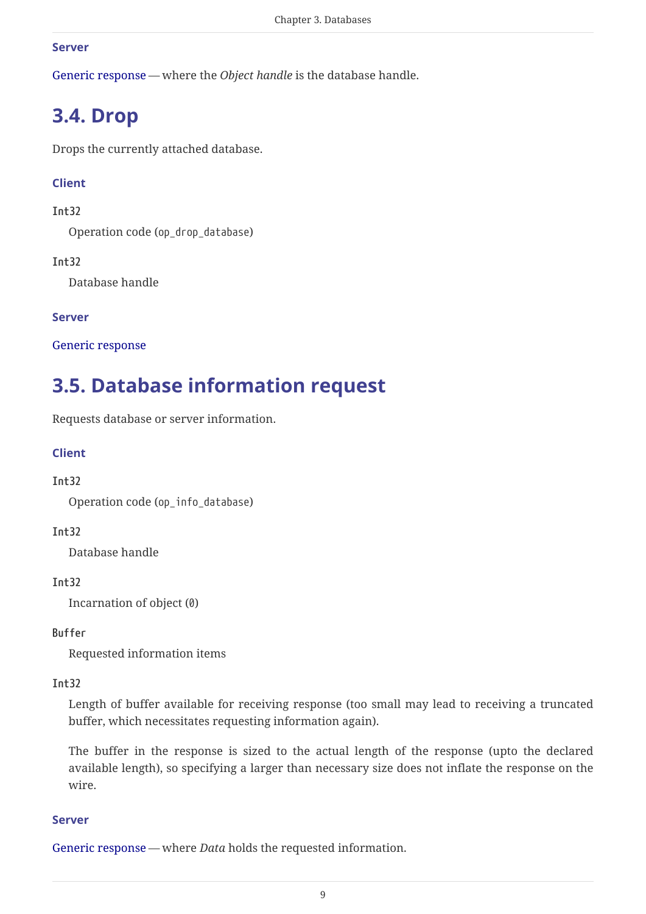#### Server

Generic response — where the *Object handle* is the database handle.

## 3.4. Drop

Drops the currently attached database.

#### Client

`Int32`

Operation code (`op_drop_database`)

`Int32`

Database handle

#### Server

Generic response

## 3.5. Database information request

Requests database or server information.

#### Client

`Int32`

Operation code (`op_info_database`)

`Int32`

Database handle

`Int32`

Incarnation of object (`0`)

`Buffer`

Requested information items

`Int32`

Length of buffer available for receiving response (too small may lead to receiving a truncated buffer, which necessitates requesting information again).

The buffer in the response is sized to the actual length of the response (upto the declared available length), so specifying a larger than necessary size does not inflate the response on the wire.

#### Server

Generic response — where *Data* holds the requested information.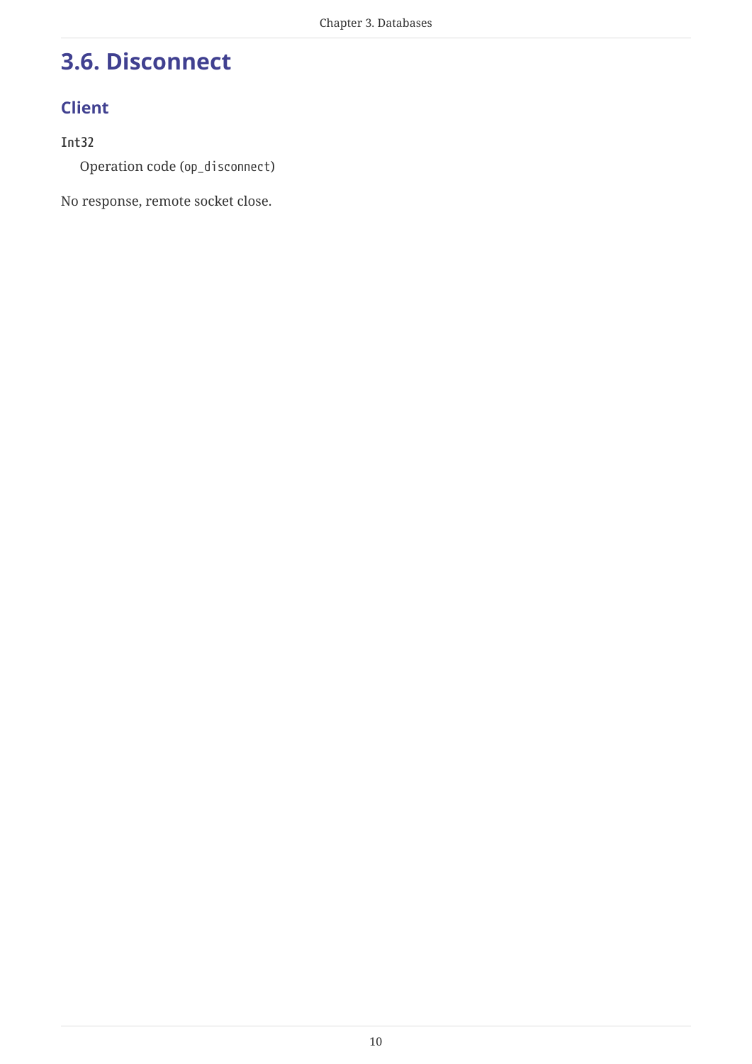## 3.6. Disconnect

### Client

**`Int32`**

Operation code (`op_disconnect`)

No response, remote socket close.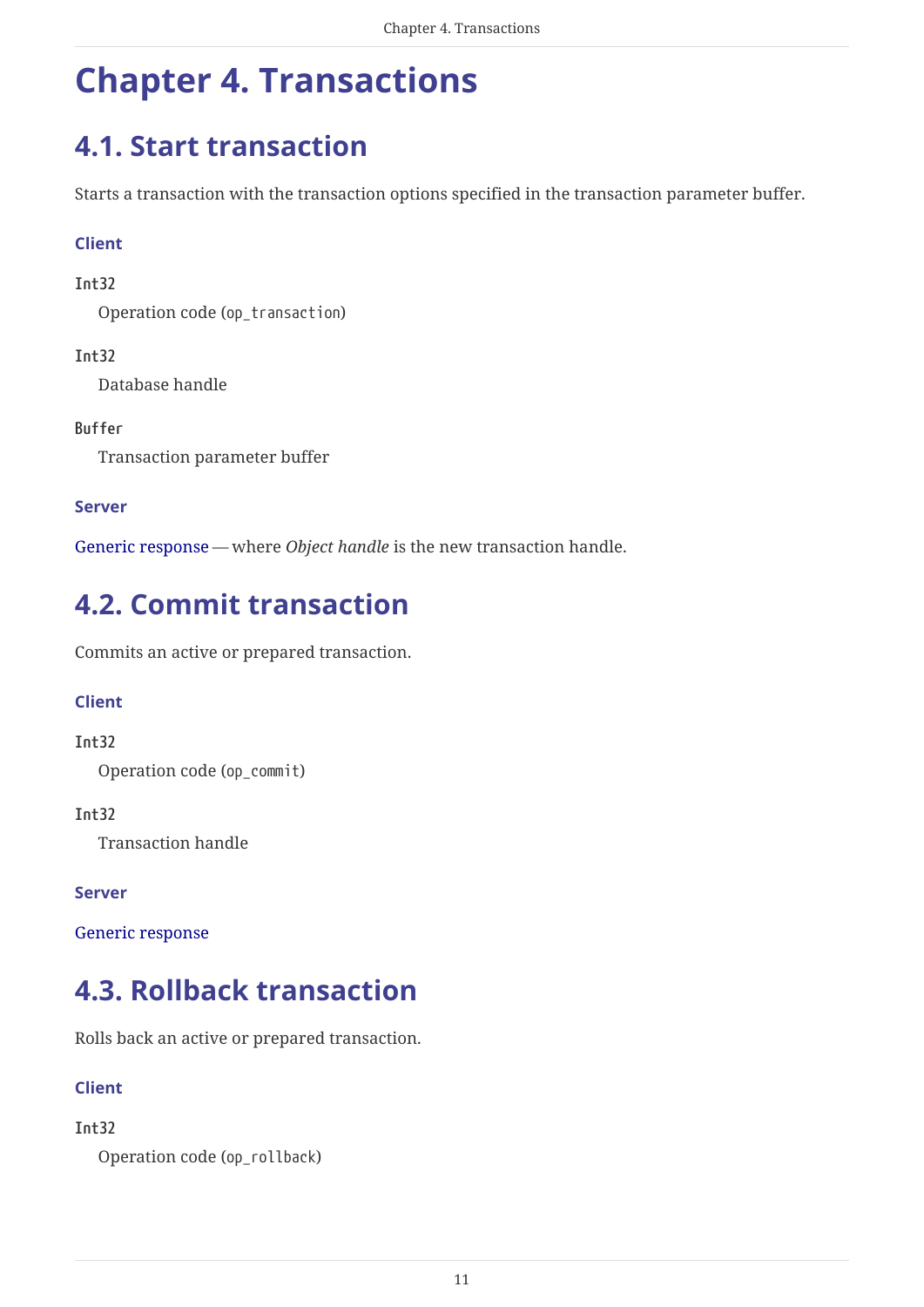# Chapter 4. Transactions

## 4.1. Start transaction

Starts a transaction with the transaction options specified in the transaction parameter buffer.

#### Client

`Int32`
: Operation code (`op_transaction`)

`Int32`
: Database handle

`Buffer`
: Transaction parameter buffer

#### Server

Generic response — where *Object handle* is the new transaction handle.

## 4.2. Commit transaction

Commits an active or prepared transaction.

#### Client

`Int32`
: Operation code (`op_commit`)

`Int32`
: Transaction handle

#### Server

Generic response

## 4.3. Rollback transaction

Rolls back an active or prepared transaction.

#### Client

`Int32`
: Operation code (`op_rollback`)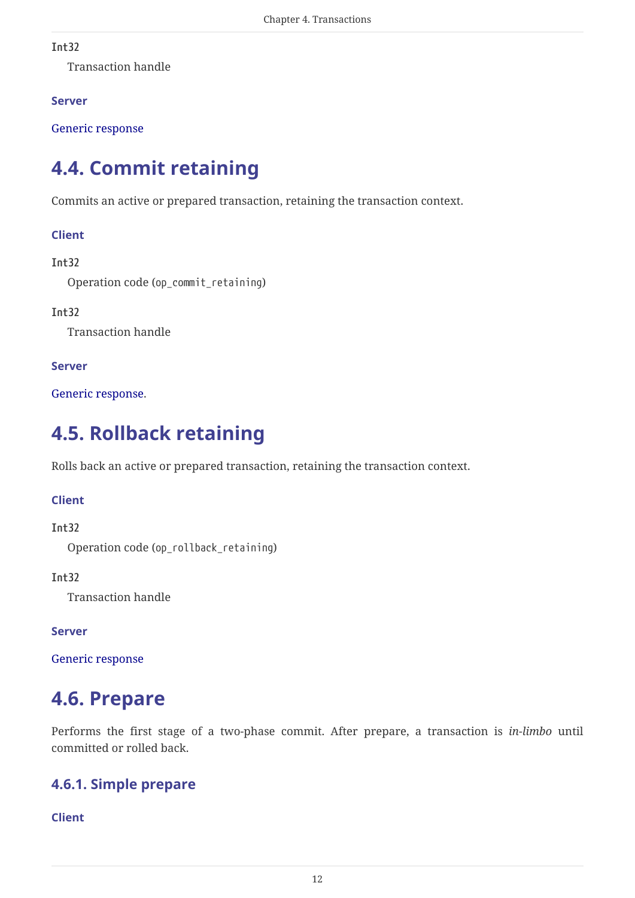`Int32`
: Transaction handle

**Server**

Generic response

## 4.4. Commit retaining

Commits an active or prepared transaction, retaining the transaction context.

**Client**

`Int32`
: Operation code (`op_commit_retaining`)

`Int32`
: Transaction handle

**Server**

Generic response.

## 4.5. Rollback retaining

Rolls back an active or prepared transaction, retaining the transaction context.

**Client**

`Int32`
: Operation code (`op_rollback_retaining`)

`Int32`
: Transaction handle

**Server**

Generic response

## 4.6. Prepare

Performs the first stage of a two-phase commit. After prepare, a transaction is *in-limbo* until committed or rolled back.

### 4.6.1. Simple prepare

**Client**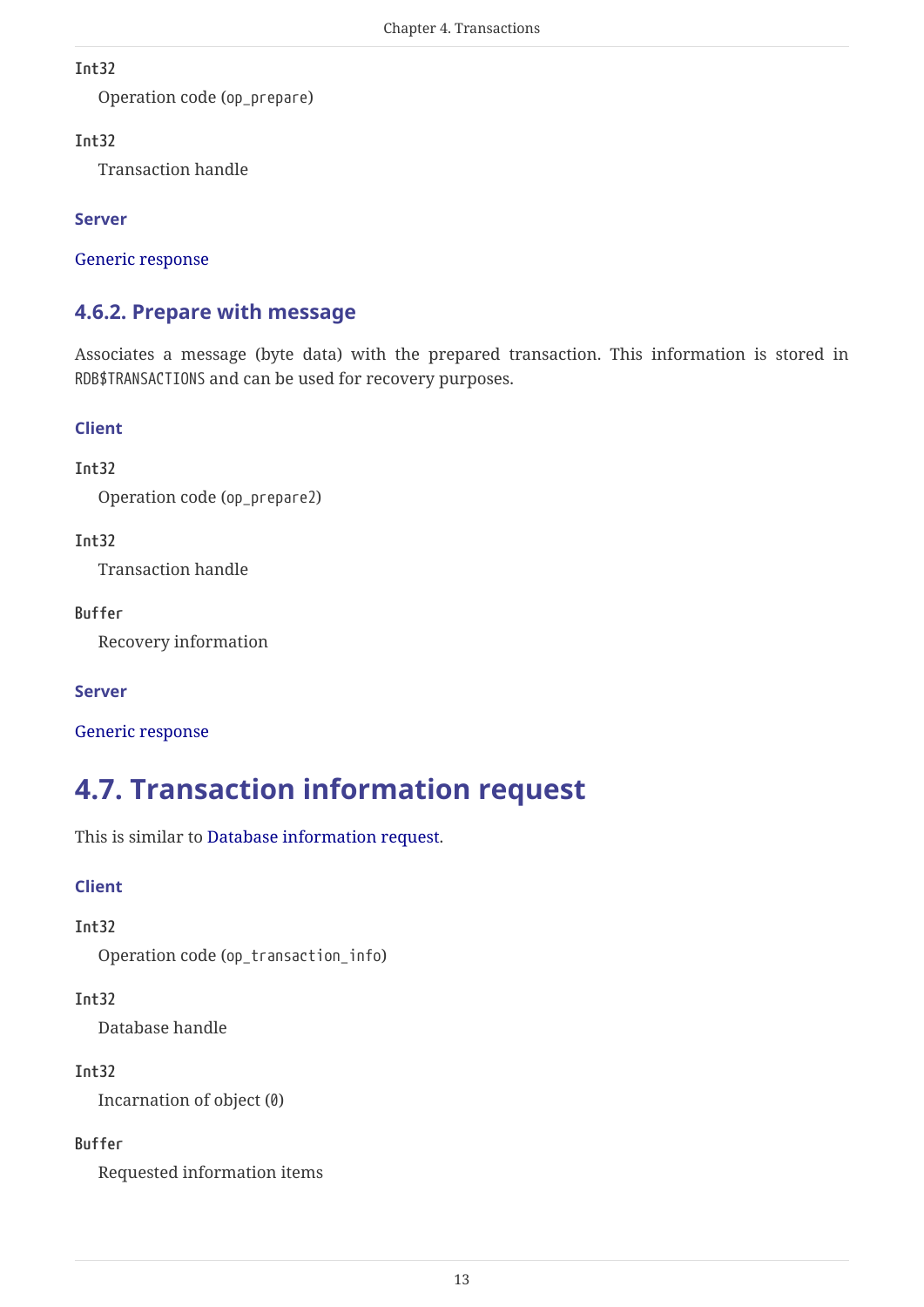**Int32**

Operation code (`op_prepare`)

**Int32**

Transaction handle

**Server**

Generic response

### 4.6.2. Prepare with message

Associates a message (byte data) with the prepared transaction. This information is stored in `RDB$TRANSACTIONS` and can be used for recovery purposes.

**Client**

**Int32**

Operation code (`op_prepare2`)

**Int32**

Transaction handle

**Buffer**

Recovery information

**Server**

Generic response

## 4.7. Transaction information request

This is similar to Database information request.

**Client**

**Int32**

Operation code (`op_transaction_info`)

**Int32**

Database handle

**Int32**

Incarnation of object (`0`)

**Buffer**

Requested information items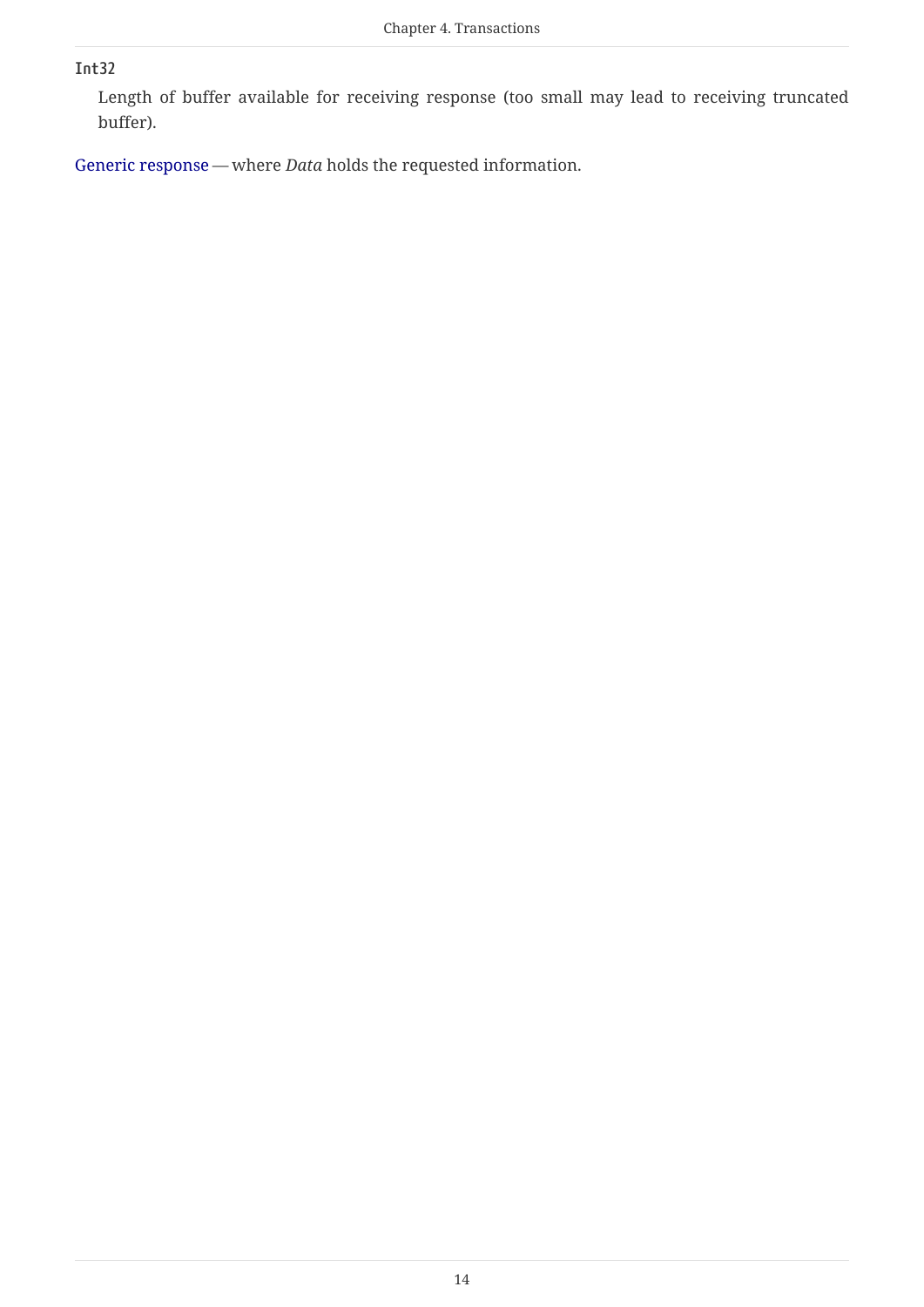**`Int32`**

Length of buffer available for receiving response (too small may lead to receiving truncated buffer).

Generic response — where *Data* holds the requested information.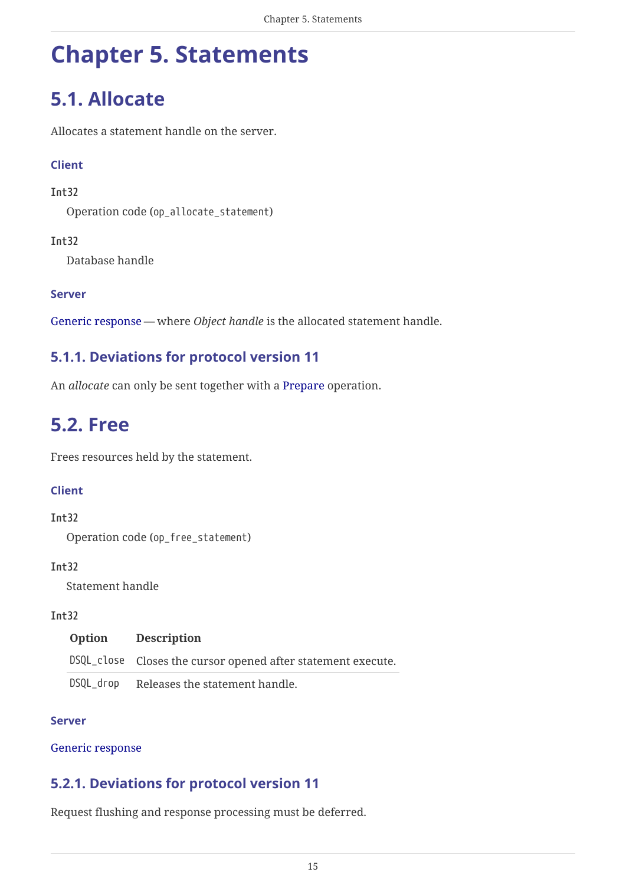# Chapter 5. Statements

## 5.1. Allocate

Allocates a statement handle on the server.

#### Client

**`Int32`**

Operation code (`op_allocate_statement`)

**`Int32`**

Database handle

#### Server

Generic response — where *Object handle* is the allocated statement handle.

### 5.1.1. Deviations for protocol version 11

An *allocate* can only be sent together with a Prepare operation.

## 5.2. Free

Frees resources held by the statement.

#### Client

**`Int32`**

Operation code (`op_free_statement`)

**`Int32`**

Statement handle

**`Int32`**

| Option | Description |
| --- | --- |
| `DSQL_close` | Closes the cursor opened after statement execute. |
| `DSQL_drop` | Releases the statement handle. |

#### Server

Generic response

### 5.2.1. Deviations for protocol version 11

Request flushing and response processing must be deferred.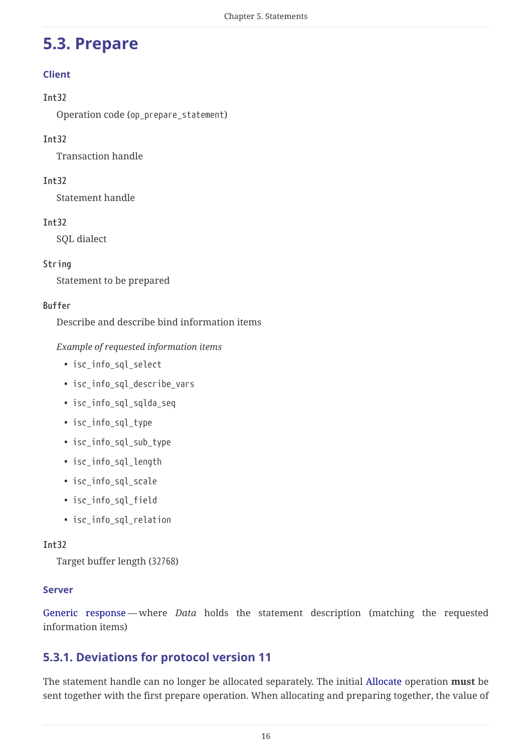## 5.3. Prepare

#### Client

`Int32`

Operation code (`op_prepare_statement`)

`Int32`

Transaction handle

`Int32`

Statement handle

`Int32`

SQL dialect

`String`

Statement to be prepared

`Buffer`

Describe and describe bind information items

*Example of requested information items*

- `isc_info_sql_select`
- `isc_info_sql_describe_vars`
- `isc_info_sql_sqlda_seq`
- `isc_info_sql_type`
- `isc_info_sql_sub_type`
- `isc_info_sql_length`
- `isc_info_sql_scale`
- `isc_info_sql_field`
- `isc_info_sql_relation`

`Int32`

Target buffer length (`32768`)

#### Server

Generic response — where *Data* holds the statement description (matching the requested information items)

### 5.3.1. Deviations for protocol version 11

The statement handle can no longer be allocated separately. The initial Allocate operation **must** be sent together with the first prepare operation. When allocating and preparing together, the value of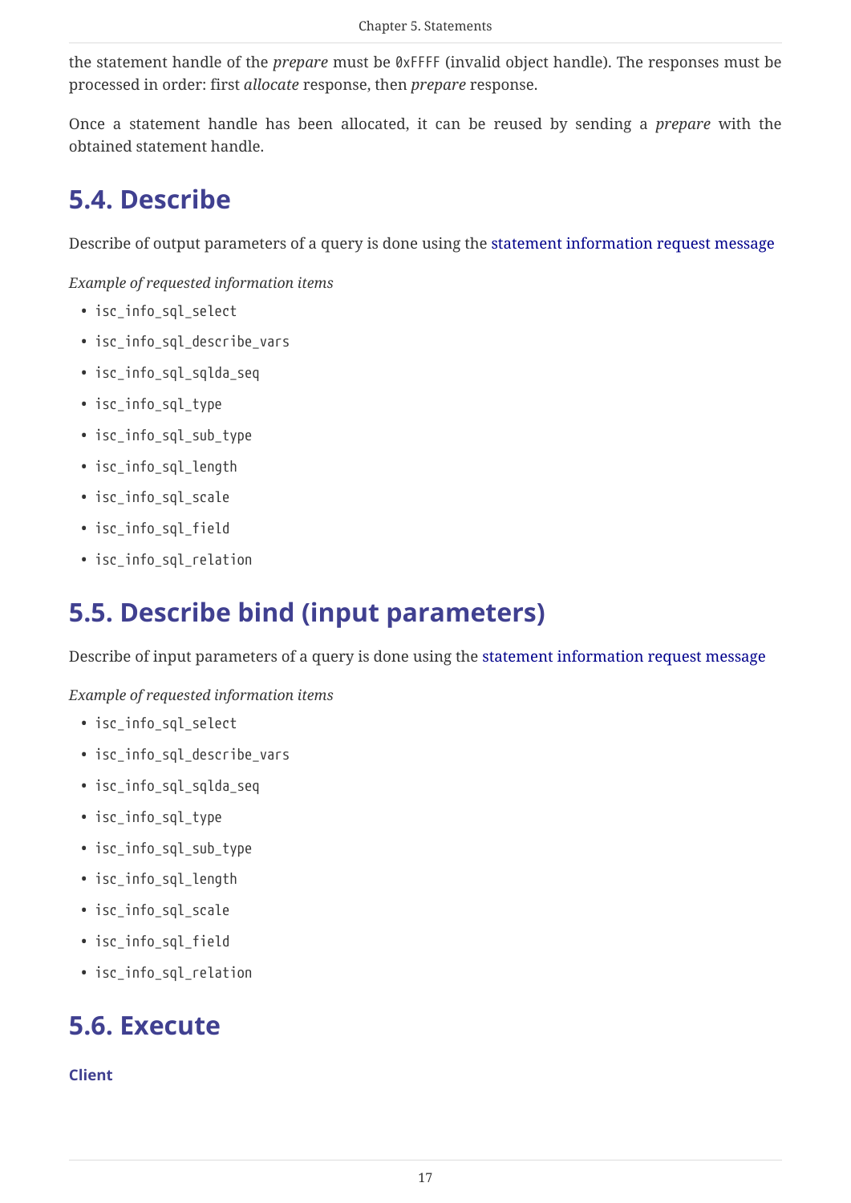the statement handle of the *prepare* must be `0xFFFF` (invalid object handle). The responses must be processed in order: first *allocate* response, then *prepare* response.

Once a statement handle has been allocated, it can be reused by sending a *prepare* with the obtained statement handle.

## 5.4. Describe

Describe of output parameters of a query is done using the statement information request message

*Example of requested information items*

- `isc_info_sql_select`
- `isc_info_sql_describe_vars`
- `isc_info_sql_sqlda_seq`
- `isc_info_sql_type`
- `isc_info_sql_sub_type`
- `isc_info_sql_length`
- `isc_info_sql_scale`
- `isc_info_sql_field`
- `isc_info_sql_relation`

## 5.5. Describe bind (input parameters)

Describe of input parameters of a query is done using the statement information request message

*Example of requested information items*

- `isc_info_sql_select`
- `isc_info_sql_describe_vars`
- `isc_info_sql_sqlda_seq`
- `isc_info_sql_type`
- `isc_info_sql_sub_type`
- `isc_info_sql_length`
- `isc_info_sql_scale`
- `isc_info_sql_field`
- `isc_info_sql_relation`

## 5.6. Execute

#### Client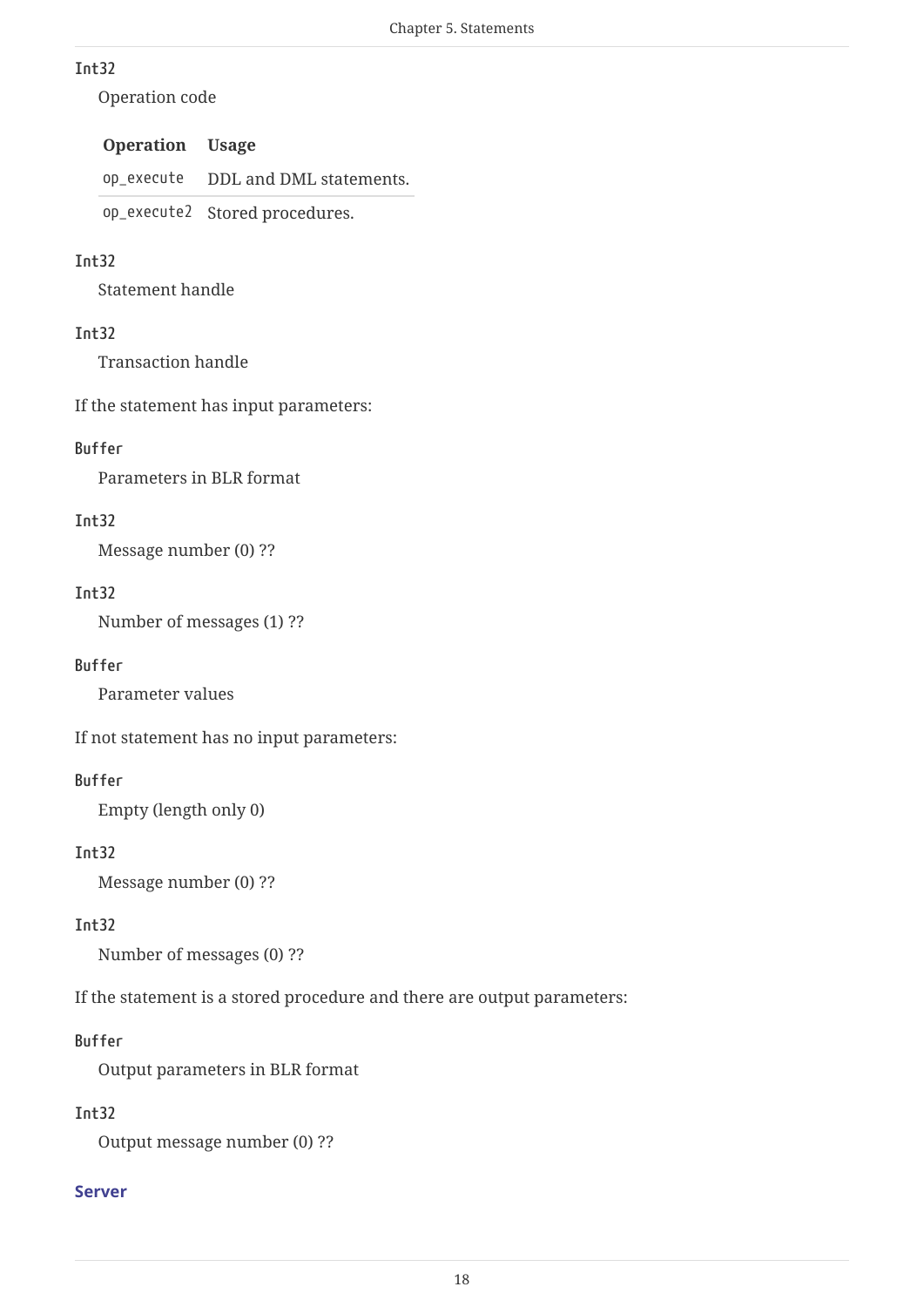**Int32**

Operation code

| Operation | Usage |
| --- | --- |
| `op_execute` | DDL and DML statements. |
| `op_execute2` | Stored procedures. |

**Int32**

Statement handle

**Int32**

Transaction handle

If the statement has input parameters:

**Buffer**

Parameters in BLR format

**Int32**

Message number (0) ??

**Int32**

Number of messages (1) ??

**Buffer**

Parameter values

If not statement has no input parameters:

**Buffer**

Empty (length only 0)

**Int32**

Message number (0) ??

**Int32**

Number of messages (0) ??

If the statement is a stored procedure and there are output parameters:

**Buffer**

Output parameters in BLR format

**Int32**

Output message number (0) ??

### Server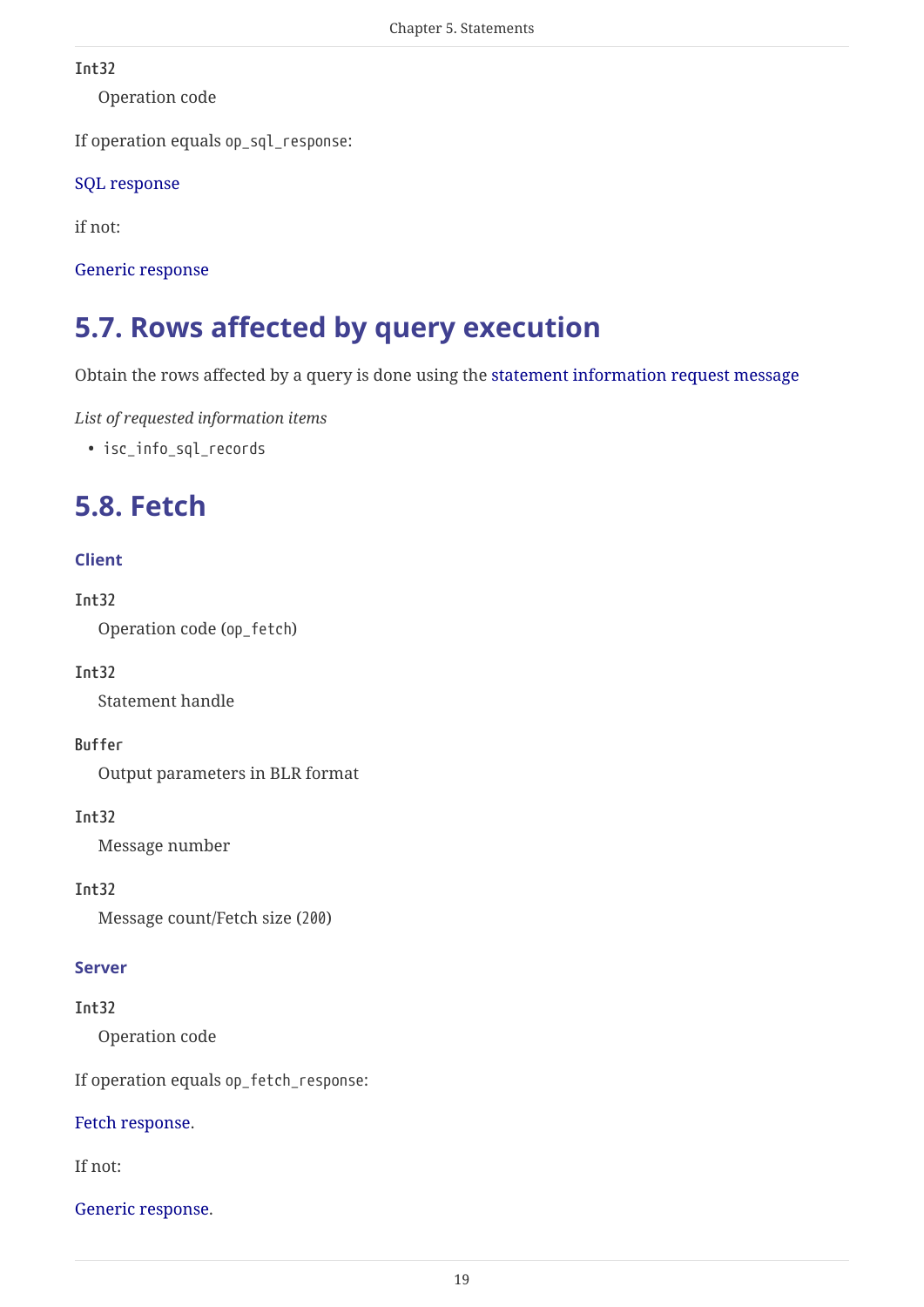**Int32**

Operation code

If operation equals `op_sql_response`:

SQL response

if not:

Generic response

## 5.7. Rows affected by query execution

Obtain the rows affected by a query is done using the statement information request message

*List of requested information items*

- `isc_info_sql_records`

## 5.8. Fetch

#### Client

**Int32**

Operation code (`op_fetch`)

**Int32**

Statement handle

**Buffer**

Output parameters in BLR format

**Int32**

Message number

**Int32**

Message count/Fetch size (`200`)

#### Server

**Int32**

Operation code

If operation equals `op_fetch_response`:

Fetch response.

If not:

Generic response.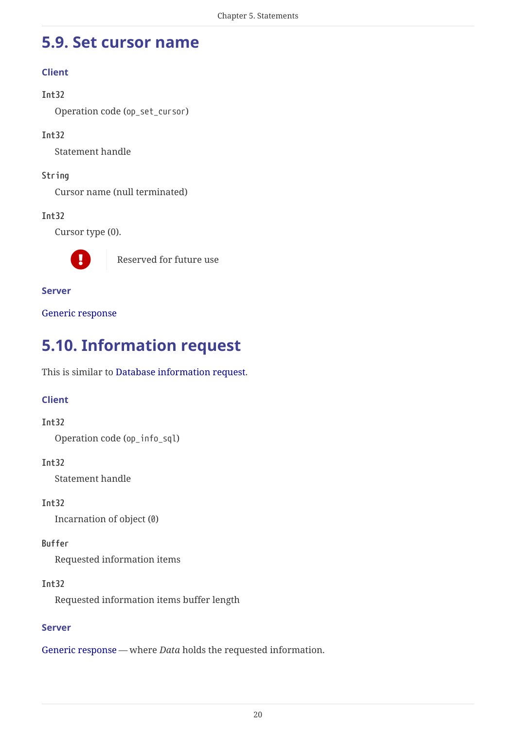## 5.9. Set cursor name

### Client

`Int32`

Operation code (`op_set_cursor`)

`Int32`

Statement handle

`String`

Cursor name (null terminated)

`Int32`

Cursor type (0).

> **!** Reserved for future use

### Server

Generic response

## 5.10. Information request

This is similar to Database information request.

### Client

`Int32`

Operation code (`op_info_sql`)

`Int32`

Statement handle

`Int32`

Incarnation of object (`0`)

`Buffer`

Requested information items

`Int32`

Requested information items buffer length

### Server

Generic response — where *Data* holds the requested information.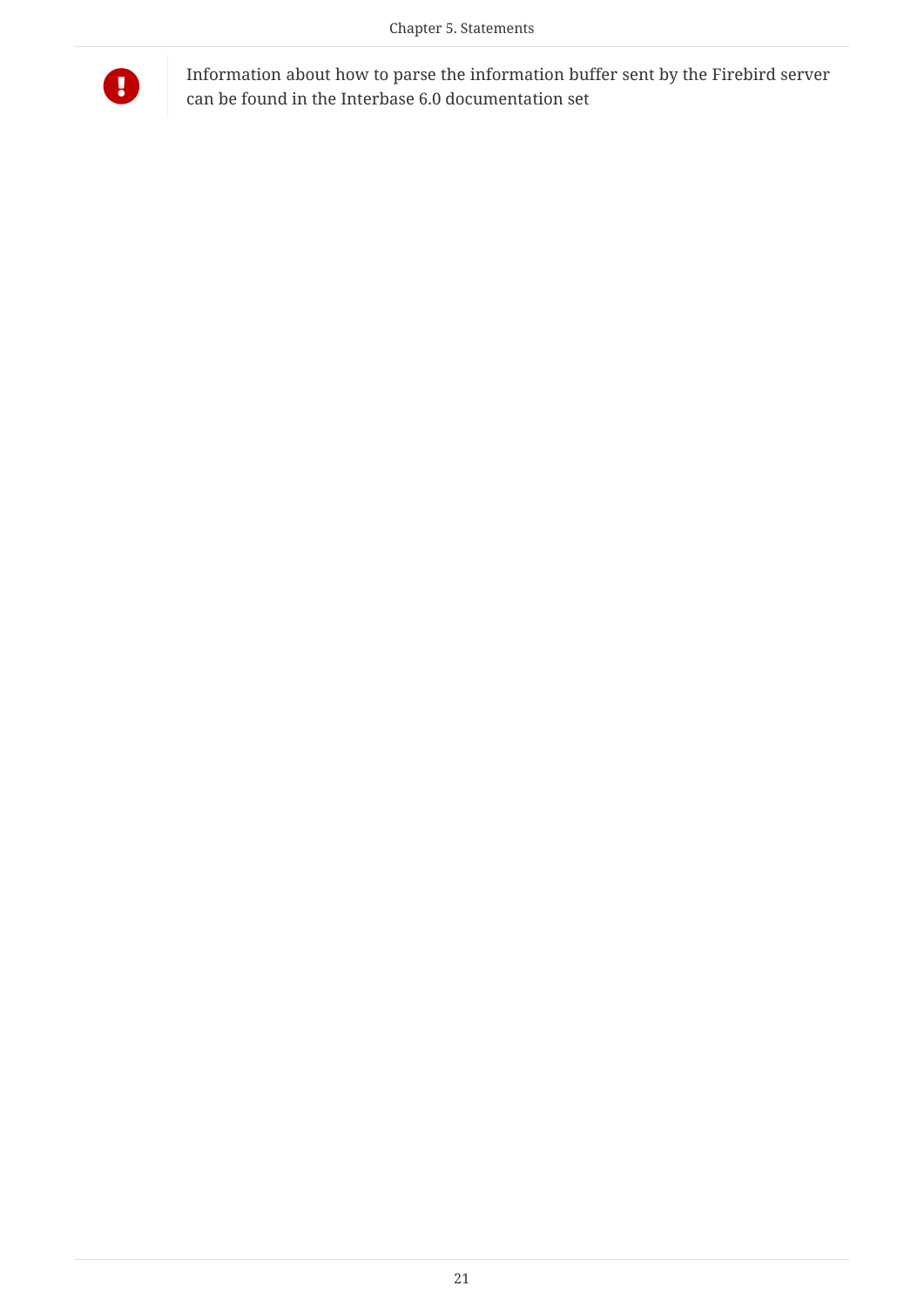> **Important:** Information about how to parse the information buffer sent by the Firebird server can be found in the Interbase 6.0 documentation set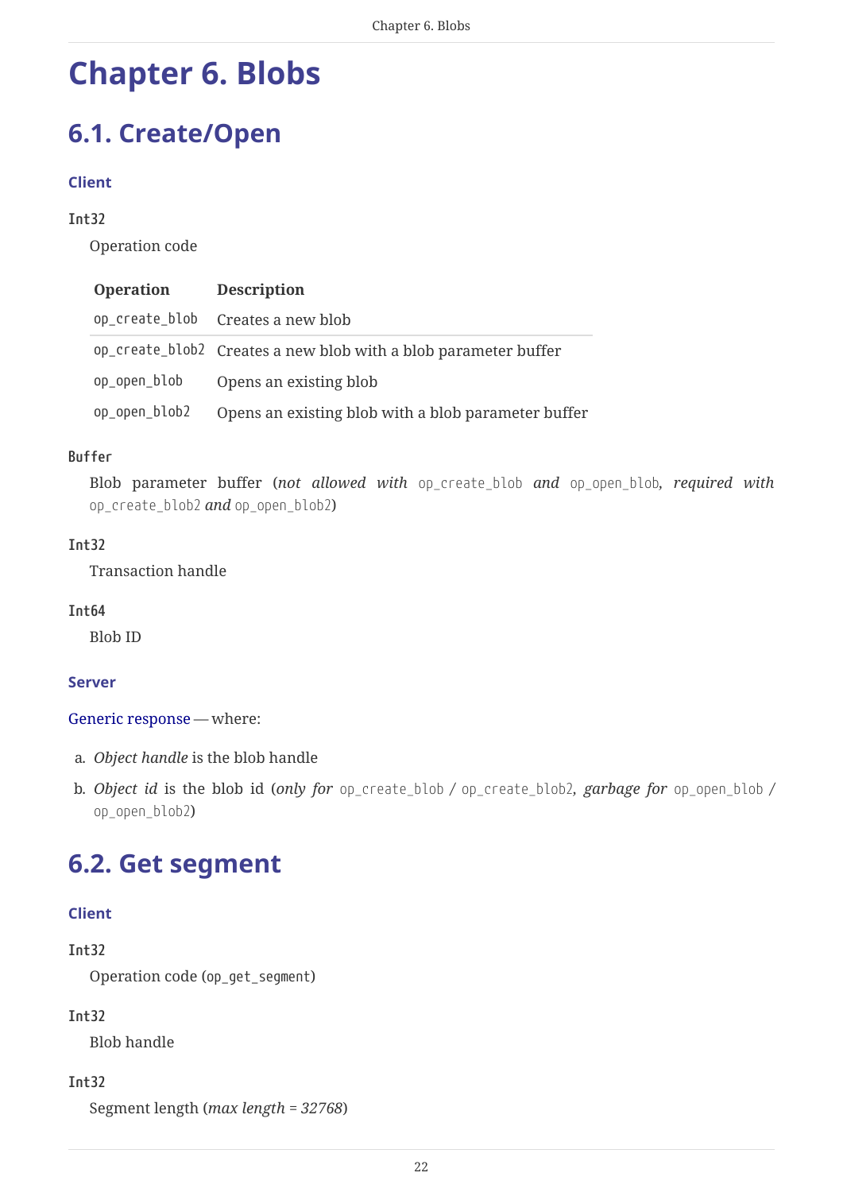# Chapter 6. Blobs

## 6.1. Create/Open

### Client

**`Int32`**

Operation code

| Operation | Description |
|---|---|
| `op_create_blob` | Creates a new blob |
| `op_create_blob2` | Creates a new blob with a blob parameter buffer |
| `op_open_blob` | Opens an existing blob |
| `op_open_blob2` | Opens an existing blob with a blob parameter buffer |

**`Buffer`**

Blob parameter buffer (*not allowed with* `op_create_blob` *and* `op_open_blob`, *required with* `op_create_blob2` *and* `op_open_blob2`)

**`Int32`**

Transaction handle

**`Int64`**

Blob ID

### Server

Generic response — where:

a. *Object handle* is the blob handle

b. *Object id* is the blob id (*only for* `op_create_blob` / `op_create_blob2`, *garbage for* `op_open_blob` / `op_open_blob2`)

## 6.2. Get segment

### Client

**`Int32`**

Operation code (`op_get_segment`)

**`Int32`**

Blob handle

**`Int32`**

Segment length (*max length = 32768*)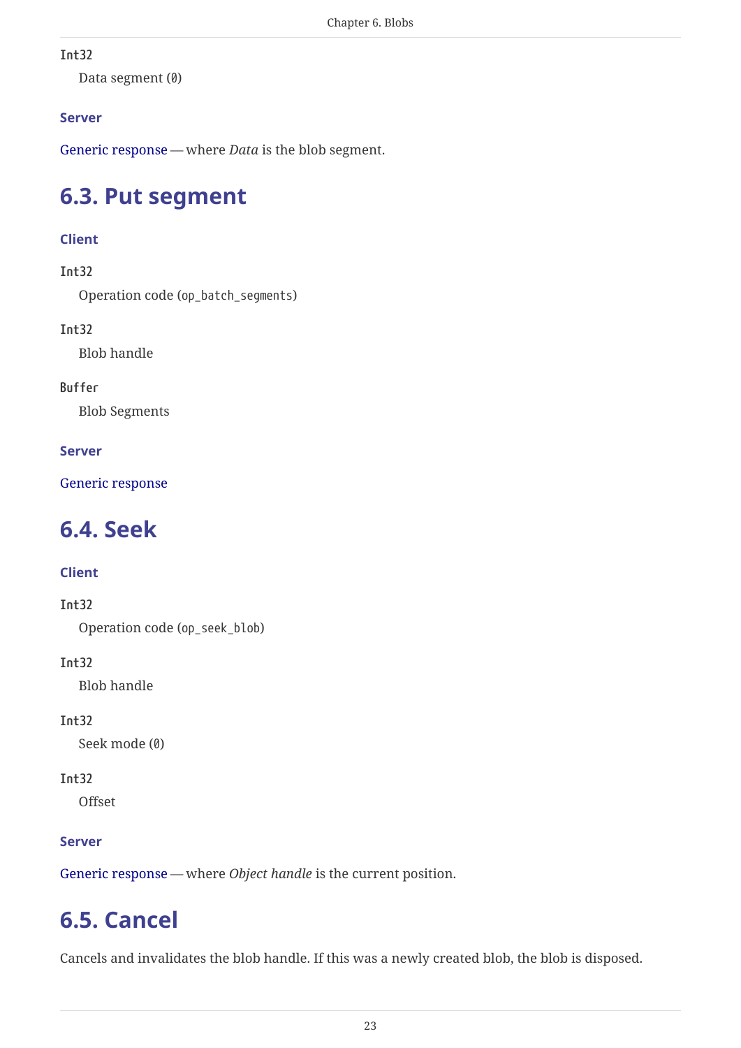**Int32**

Data segment (`0`)

### Server

Generic response — where *Data* is the blob segment.

## 6.3. Put segment

### Client

**Int32**

Operation code (`op_batch_segments`)

**Int32**

Blob handle

**Buffer**

Blob Segments

### Server

Generic response

## 6.4. Seek

### Client

**Int32**

Operation code (`op_seek_blob`)

**Int32**

Blob handle

**Int32**

Seek mode (`0`)

**Int32**

Offset

### Server

Generic response — where *Object handle* is the current position.

## 6.5. Cancel

Cancels and invalidates the blob handle. If this was a newly created blob, the blob is disposed.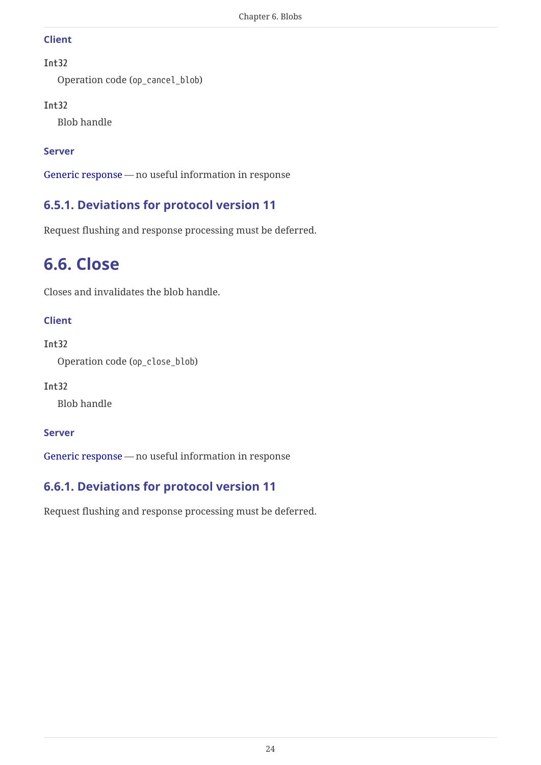#### Client

`Int32`

Operation code (`op_cancel_blob`)

`Int32`

Blob handle

#### Server

Generic response — no useful information in response

### 6.5.1. Deviations for protocol version 11

Request flushing and response processing must be deferred.

## 6.6. Close

Closes and invalidates the blob handle.

#### Client

`Int32`

Operation code (`op_close_blob`)

`Int32`

Blob handle

#### Server

Generic response — no useful information in response

### 6.6.1. Deviations for protocol version 11

Request flushing and response processing must be deferred.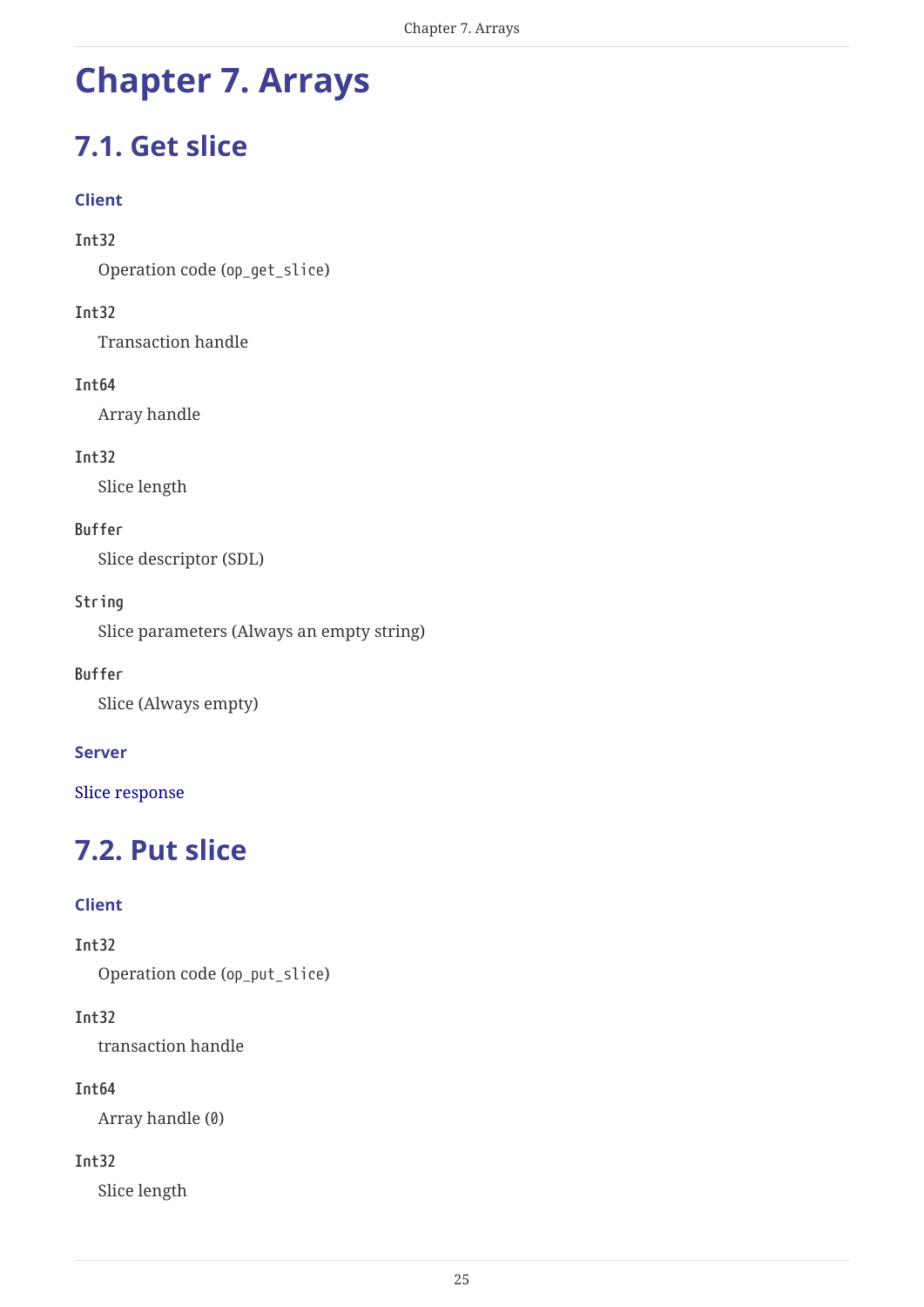# Chapter 7. Arrays

## 7.1. Get slice

#### Client

`Int32`

Operation code (`op_get_slice`)

`Int32`

Transaction handle

`Int64`

Array handle

`Int32`

Slice length

`Buffer`

Slice descriptor (SDL)

`String`

Slice parameters (Always an empty string)

`Buffer`

Slice (Always empty)

#### Server

Slice response

## 7.2. Put slice

#### Client

`Int32`

Operation code (`op_put_slice`)

`Int32`

transaction handle

`Int64`

Array handle (`0`)

`Int32`

Slice length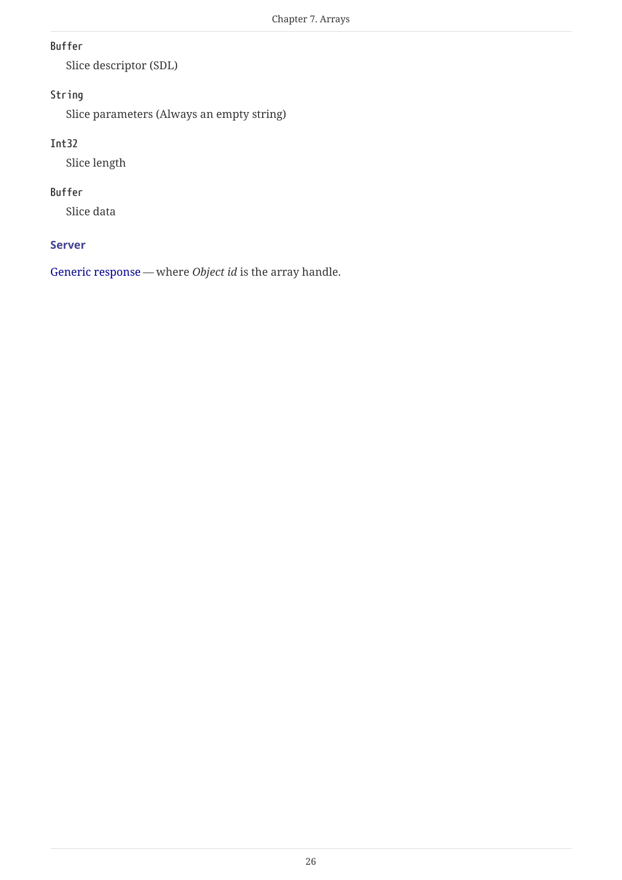`Buffer`
: Slice descriptor (SDL)

`String`
: Slice parameters (Always an empty string)

`Int32`
: Slice length

`Buffer`
: Slice data

#### Server

Generic response — where *Object id* is the array handle.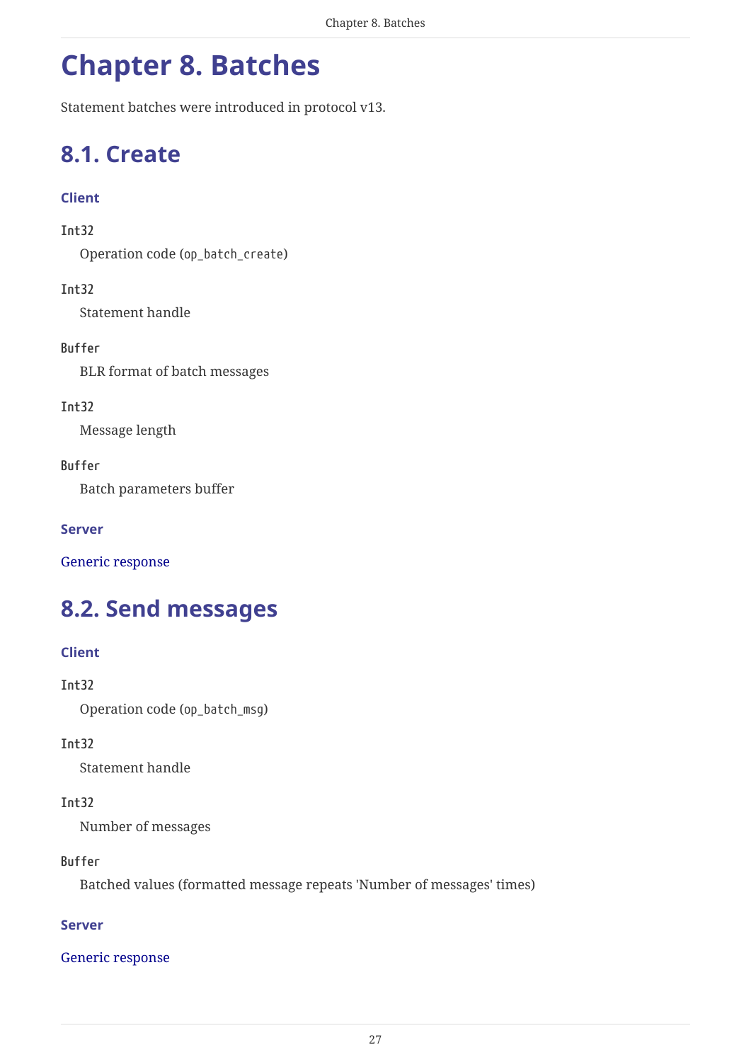# Chapter 8. Batches

Statement batches were introduced in protocol v13.

## 8.1. Create

#### Client

`Int32`

Operation code (`op_batch_create`)

`Int32`

Statement handle

`Buffer`

BLR format of batch messages

`Int32`

Message length

`Buffer`

Batch parameters buffer

#### Server

Generic response

## 8.2. Send messages

#### Client

`Int32`

Operation code (`op_batch_msg`)

`Int32`

Statement handle

`Int32`

Number of messages

`Buffer`

Batched values (formatted message repeats 'Number of messages' times)

#### Server

Generic response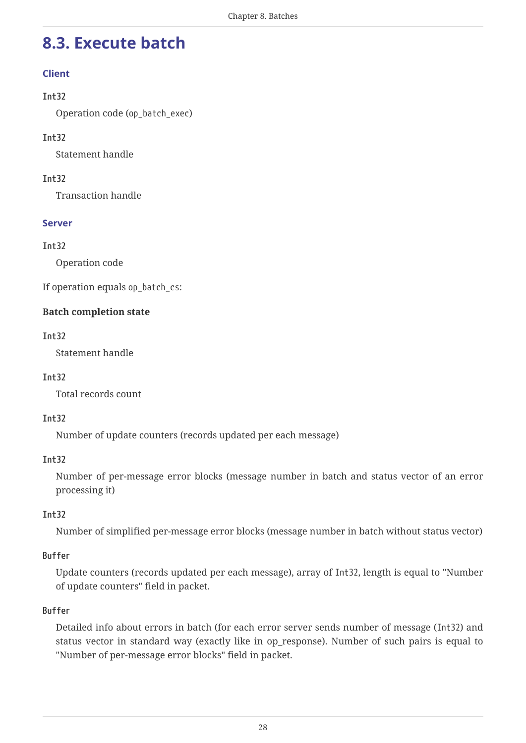## 8.3. Execute batch

### Client

`Int32`

Operation code (`op_batch_exec`)

`Int32`

Statement handle

`Int32`

Transaction handle

### Server

`Int32`

Operation code

If operation equals `op_batch_cs`:

**Batch completion state**

`Int32`

Statement handle

`Int32`

Total records count

`Int32`

Number of update counters (records updated per each message)

`Int32`

Number of per-message error blocks (message number in batch and status vector of an error processing it)

`Int32`

Number of simplified per-message error blocks (message number in batch without status vector)

`Buffer`

Update counters (records updated per each message), array of `Int32`, length is equal to "Number of update counters" field in packet.

`Buffer`

Detailed info about errors in batch (for each error server sends number of message (`Int32`) and status vector in standard way (exactly like in op_response). Number of such pairs is equal to "Number of per-message error blocks" field in packet.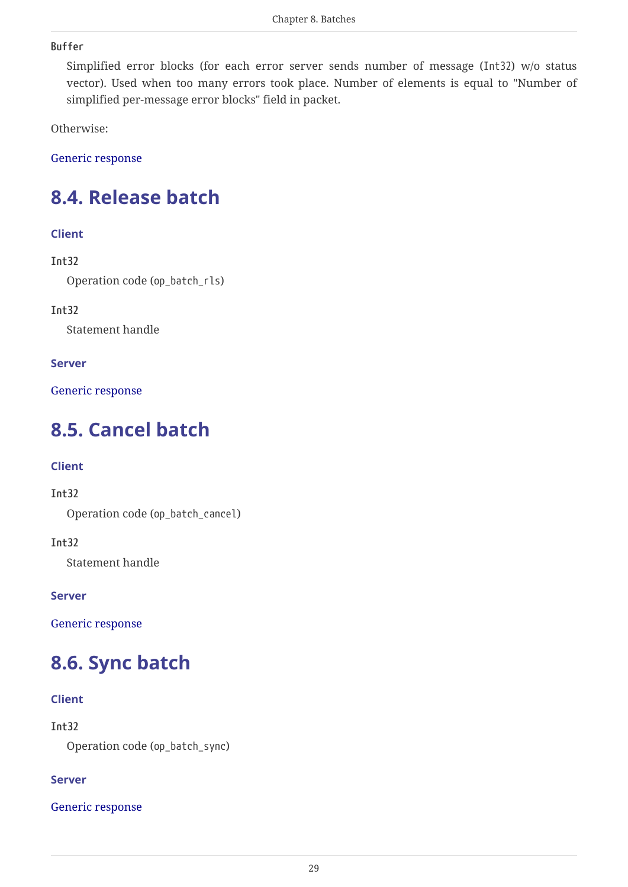**Buffer**

Simplified error blocks (for each error server sends number of message (`Int32`) w/o status vector). Used when too many errors took place. Number of elements is equal to "Number of simplified per-message error blocks" field in packet.

Otherwise:

Generic response

## 8.4. Release batch

#### Client

**Int32**

Operation code (`op_batch_rls`)

**Int32**

Statement handle

#### Server

Generic response

## 8.5. Cancel batch

#### Client

**Int32**

Operation code (`op_batch_cancel`)

**Int32**

Statement handle

#### Server

Generic response

## 8.6. Sync batch

#### Client

**Int32**

Operation code (`op_batch_sync`)

#### Server

Generic response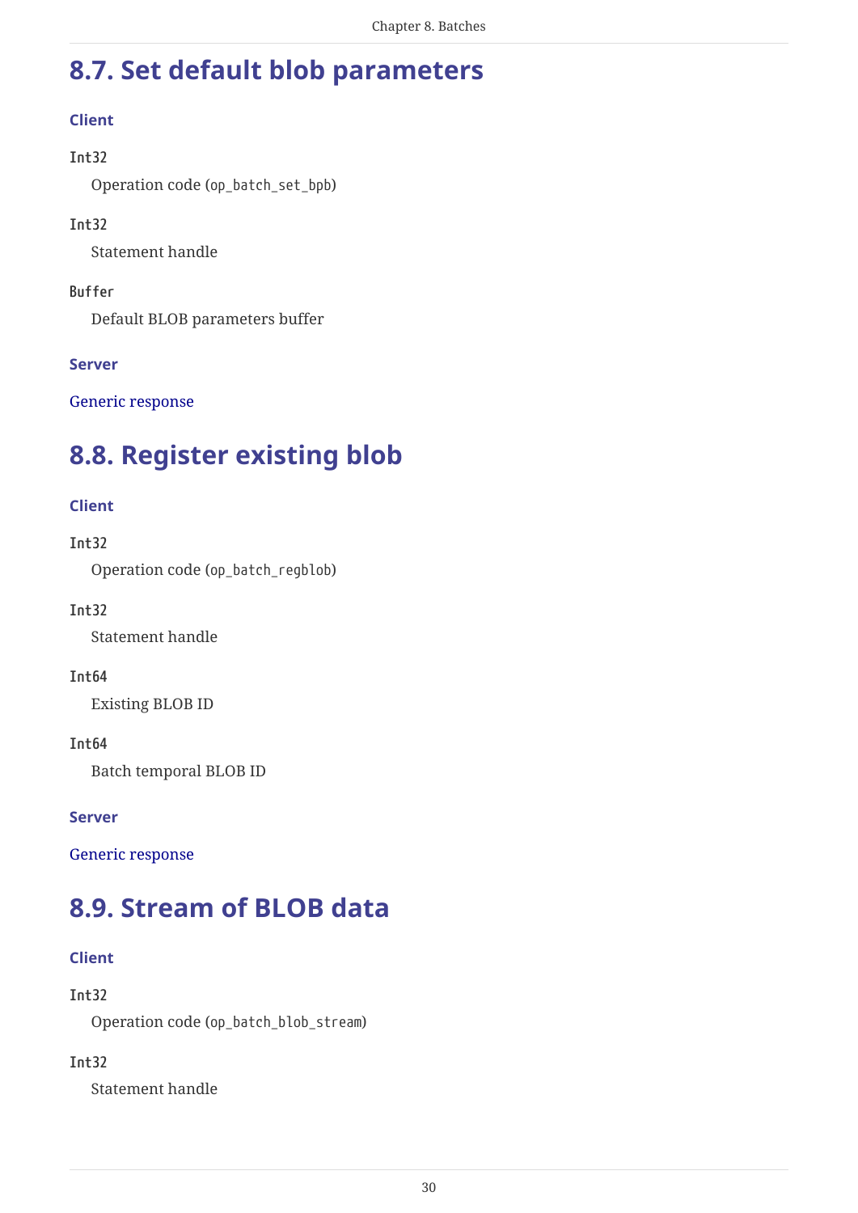## 8.7. Set default blob parameters

### Client

`Int32`

Operation code (`op_batch_set_bpb`)

`Int32`

Statement handle

`Buffer`

Default BLOB parameters buffer

### Server

Generic response

## 8.8. Register existing blob

### Client

`Int32`

Operation code (`op_batch_regblob`)

`Int32`

Statement handle

`Int64`

Existing BLOB ID

`Int64`

Batch temporal BLOB ID

### Server

Generic response

## 8.9. Stream of BLOB data

### Client

`Int32`

Operation code (`op_batch_blob_stream`)

`Int32`

Statement handle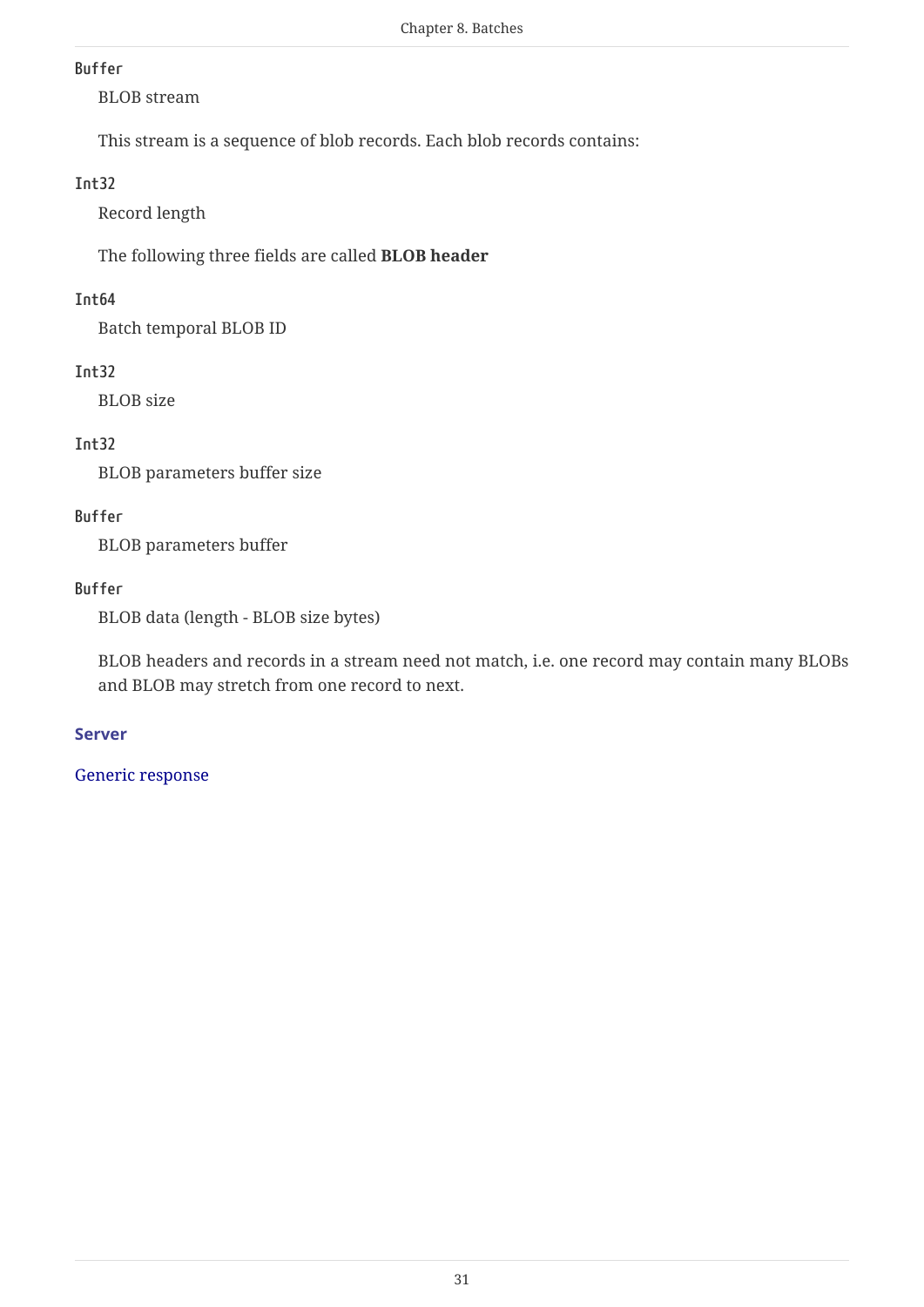**Buffer**

BLOB stream

This stream is a sequence of blob records. Each blob records contains:

**Int32**

Record length

The following three fields are called **BLOB header**

**Int64**

Batch temporal BLOB ID

**Int32**

BLOB size

**Int32**

BLOB parameters buffer size

**Buffer**

BLOB parameters buffer

**Buffer**

BLOB data (length - BLOB size bytes)

BLOB headers and records in a stream need not match, i.e. one record may contain many BLOBs and BLOB may stretch from one record to next.

### Server

Generic response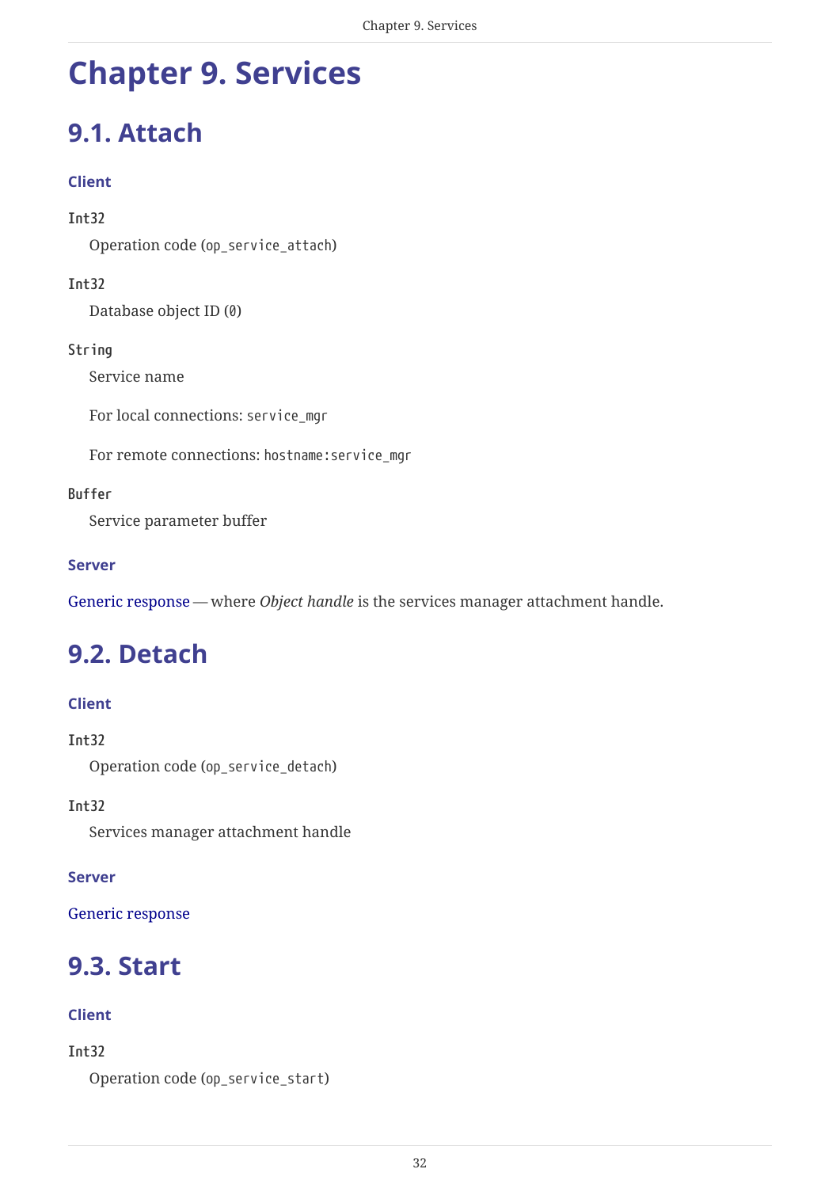# Chapter 9. Services

## 9.1. Attach

#### Client

`Int32`

Operation code (`op_service_attach`)

`Int32`

Database object ID (`0`)

`String`

Service name

For local connections: `service_mgr`

For remote connections: `hostname:service_mgr`

`Buffer`

Service parameter buffer

#### Server

Generic response — where *Object handle* is the services manager attachment handle.

## 9.2. Detach

#### Client

`Int32`

Operation code (`op_service_detach`)

`Int32`

Services manager attachment handle

#### Server

Generic response

## 9.3. Start

#### Client

`Int32`

Operation code (`op_service_start`)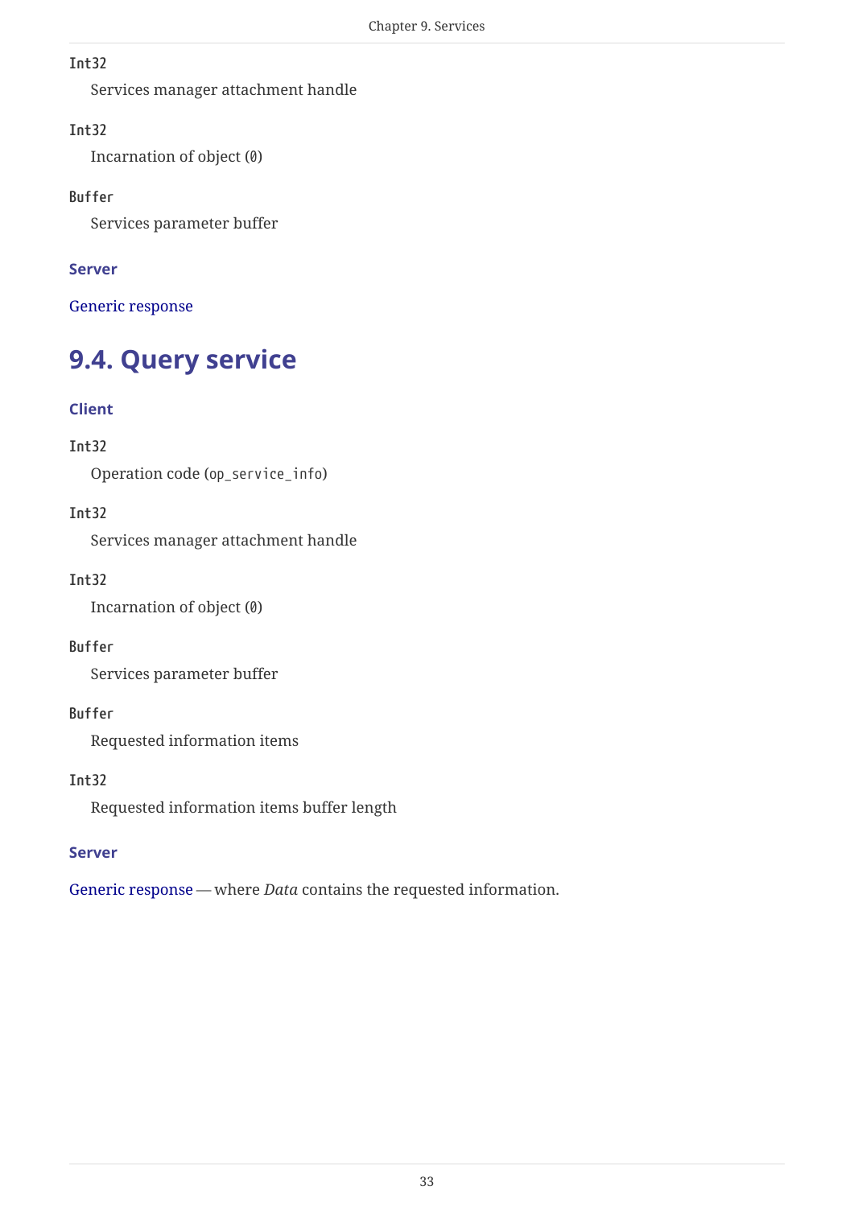`Int32`

Services manager attachment handle

`Int32`

Incarnation of object (`0`)

`Buffer`

Services parameter buffer

#### Server

Generic response

## 9.4. Query service

#### Client

`Int32`

Operation code (`op_service_info`)

`Int32`

Services manager attachment handle

`Int32`

Incarnation of object (`0`)

`Buffer`

Services parameter buffer

`Buffer`

Requested information items

`Int32`

Requested information items buffer length

#### Server

Generic response — where *Data* contains the requested information.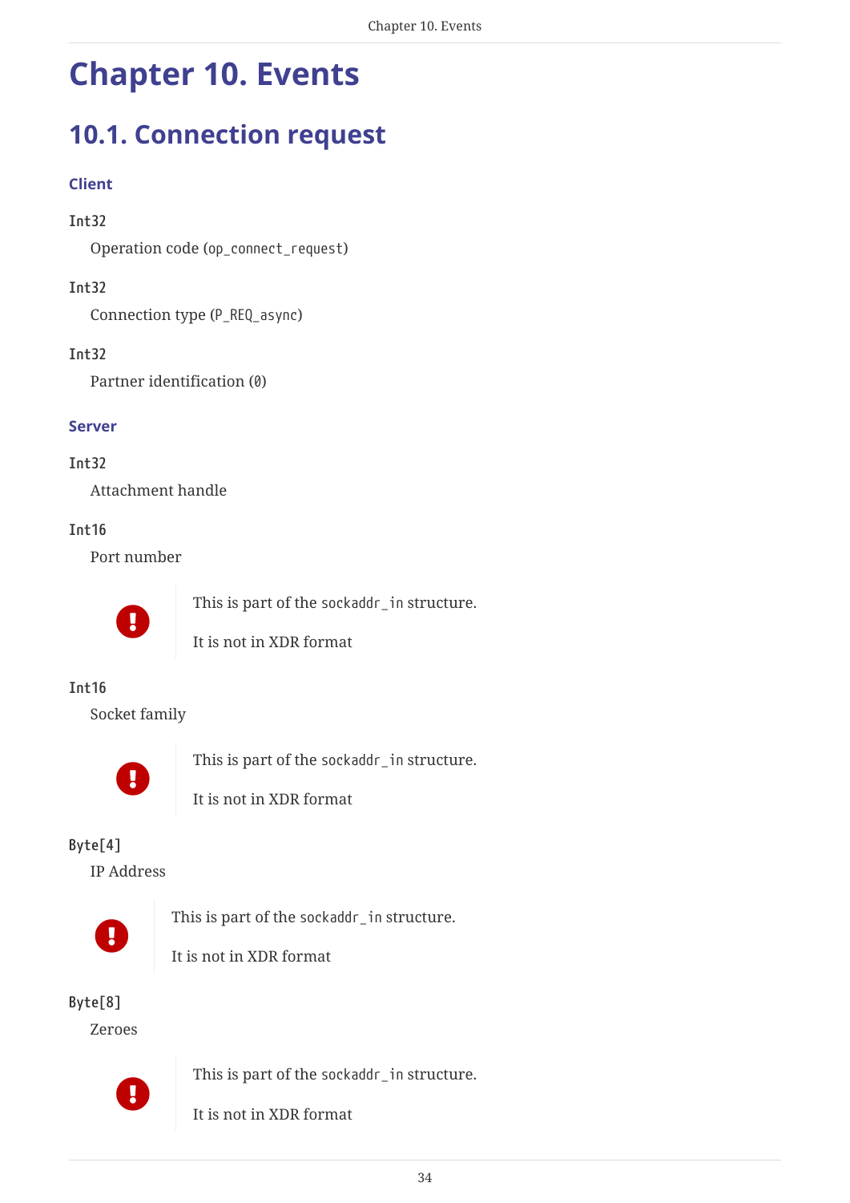# Chapter 10. Events

## 10.1. Connection request

### Client

`Int32`

Operation code (`op_connect_request`)

`Int32`

Connection type (`P_REQ_async`)

`Int32`

Partner identification (`0`)

### Server

`Int32`

Attachment handle

`Int16`

Port number

> This is part of the `sockaddr_in` structure.
>
> It is not in XDR format

`Int16`

Socket family

> This is part of the `sockaddr_in` structure.
>
> It is not in XDR format

`Byte[4]`

IP Address

> This is part of the `sockaddr_in` structure.
>
> It is not in XDR format

`Byte[8]`

Zeroes

> This is part of the `sockaddr_in` structure.
>
> It is not in XDR format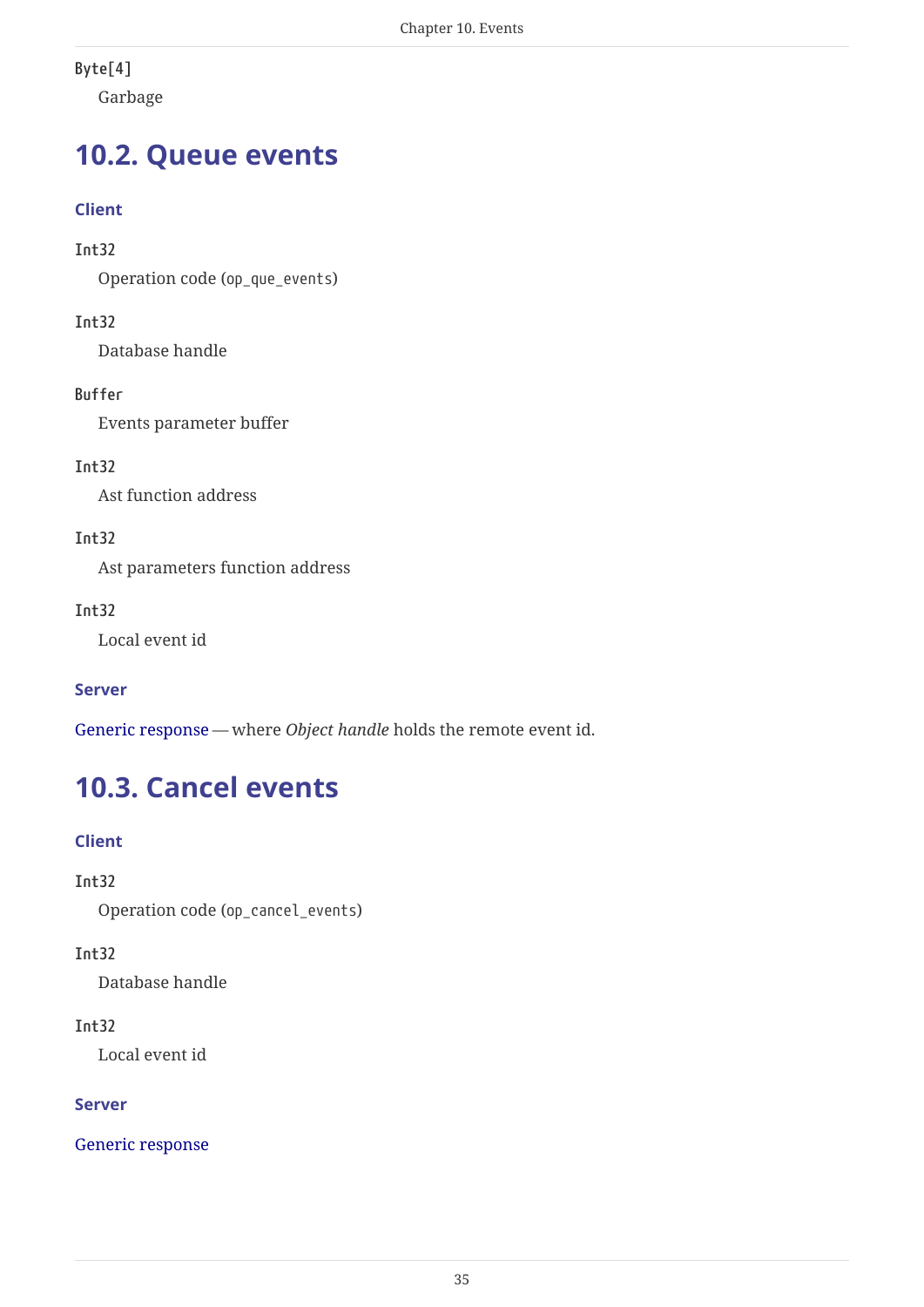`Byte[4]`
: Garbage

## 10.2. Queue events

### Client

`Int32`
: Operation code (`op_que_events`)

`Int32`
: Database handle

`Buffer`
: Events parameter buffer

`Int32`
: Ast function address

`Int32`
: Ast parameters function address

`Int32`
: Local event id

### Server

Generic response — where *Object handle* holds the remote event id.

## 10.3. Cancel events

### Client

`Int32`
: Operation code (`op_cancel_events`)

`Int32`
: Database handle

`Int32`
: Local event id

### Server

Generic response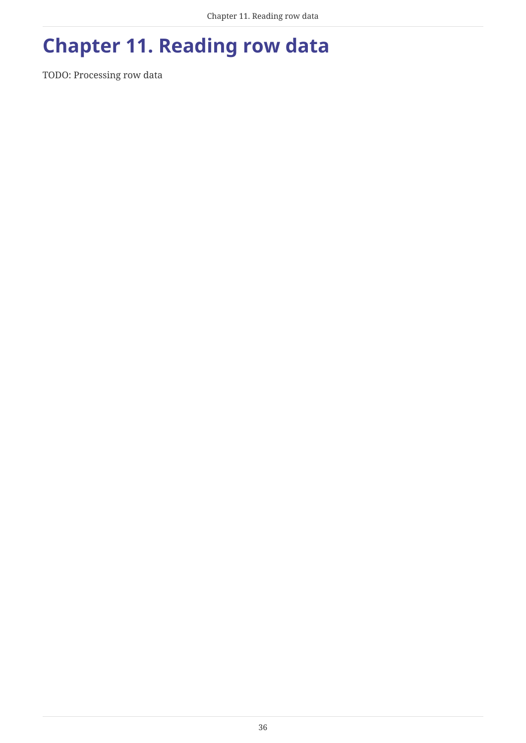# Chapter 11. Reading row data

TODO: Processing row data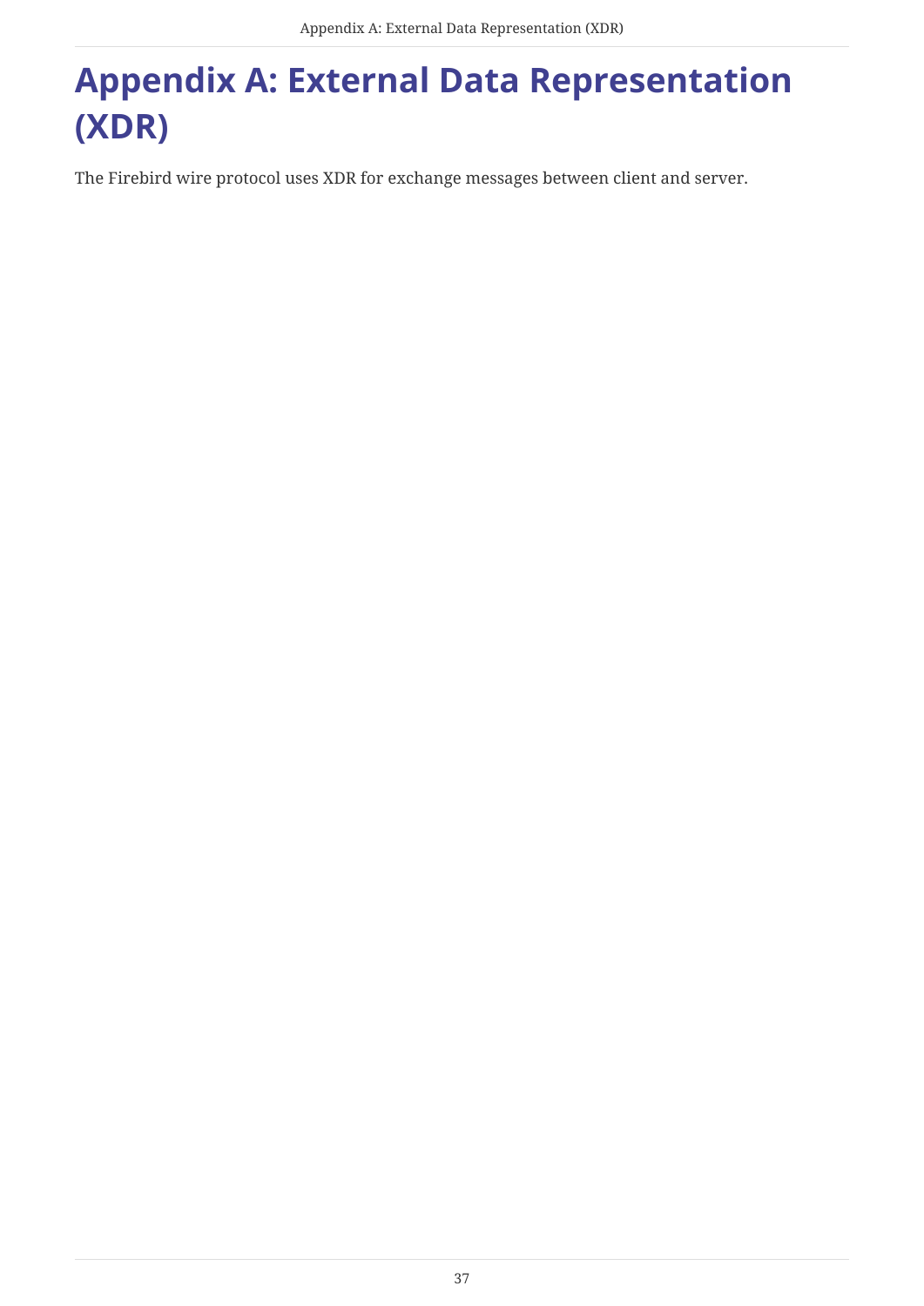# Appendix A: External Data Representation (XDR)

The Firebird wire protocol uses XDR for exchange messages between client and server.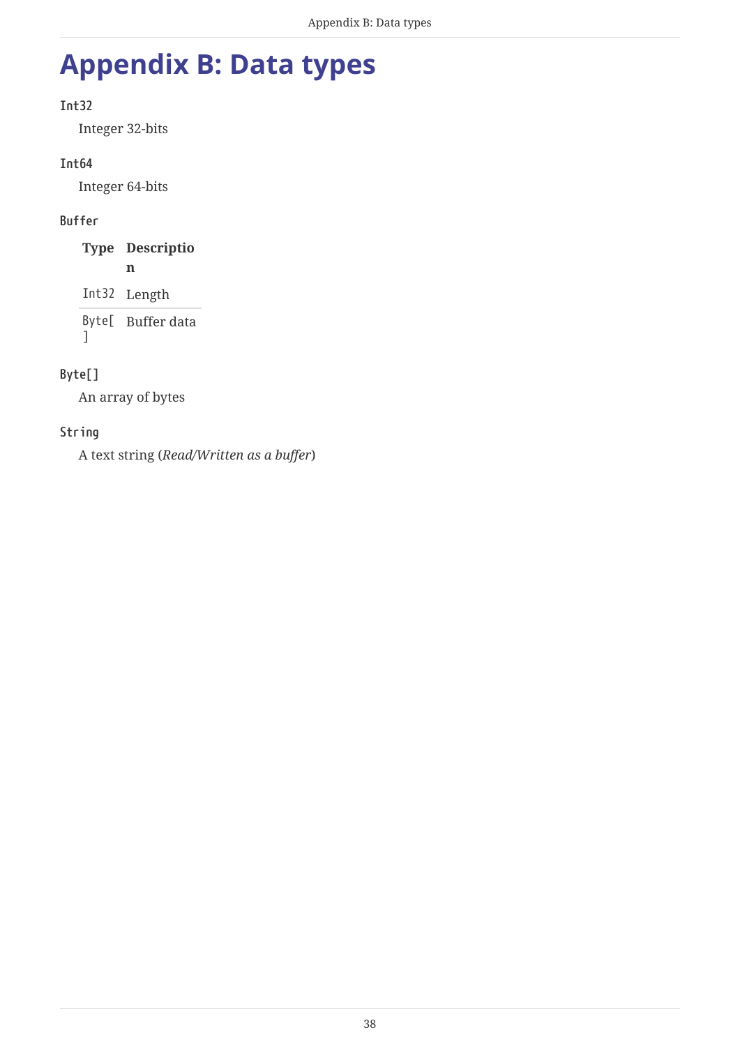# Appendix B: Data types

`Int32`

Integer 32-bits

`Int64`

Integer 64-bits

`Buffer`

| Type | Description |
| --- | --- |
| `Int32` | Length |
| `Byte[]` | Buffer data |

`Byte[]`

An array of bytes

`String`

A text string (*Read/Written as a buffer*)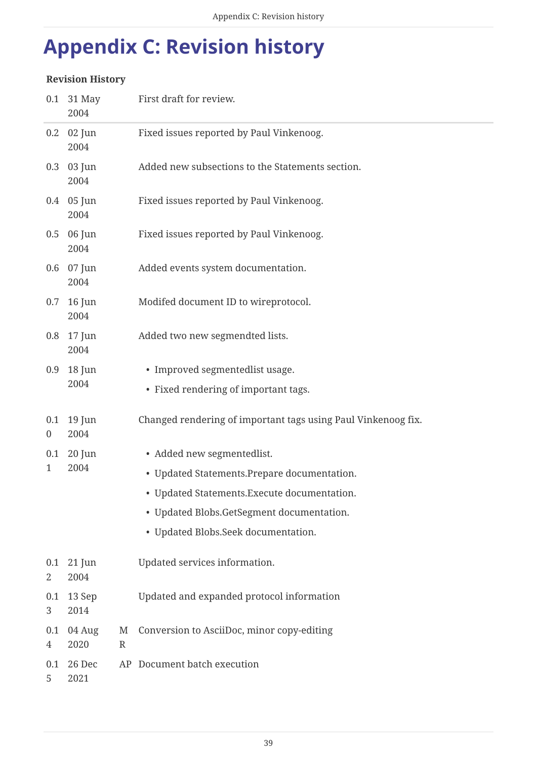# Appendix C: Revision history

**Revision History**

| | | | |
|---|---|---|---|
| 0.1 | 31 May 2004 | | First draft for review. |
| 0.2 | 02 Jun 2004 | | Fixed issues reported by Paul Vinkenoog. |
| 0.3 | 03 Jun 2004 | | Added new subsections to the Statements section. |
| 0.4 | 05 Jun 2004 | | Fixed issues reported by Paul Vinkenoog. |
| 0.5 | 06 Jun 2004 | | Fixed issues reported by Paul Vinkenoog. |
| 0.6 | 07 Jun 2004 | | Added events system documentation. |
| 0.7 | 16 Jun 2004 | | Modifed document ID to wireprotocol. |
| 0.8 | 17 Jun 2004 | | Added two new segmendted lists. |
| 0.9 | 18 Jun 2004 | | • Improved segmentedlist usage.<br>• Fixed rendering of important tags. |
| 0.10 | 19 Jun 2004 | | Changed rendering of important tags using Paul Vinkenoog fix. |
| 0.11 | 20 Jun 2004 | | • Added new segmentedlist.<br>• Updated Statements.Prepare documentation.<br>• Updated Statements.Execute documentation.<br>• Updated Blobs.GetSegment documentation.<br>• Updated Blobs.Seek documentation. |
| 0.12 | 21 Jun 2004 | | Updated services information. |
| 0.13 | 13 Sep 2014 | | Updated and expanded protocol information |
| 0.14 | 04 Aug 2020 | MR | Conversion to AsciiDoc, minor copy-editing |
| 0.15 | 26 Dec 2021 | AP | Document batch execution |